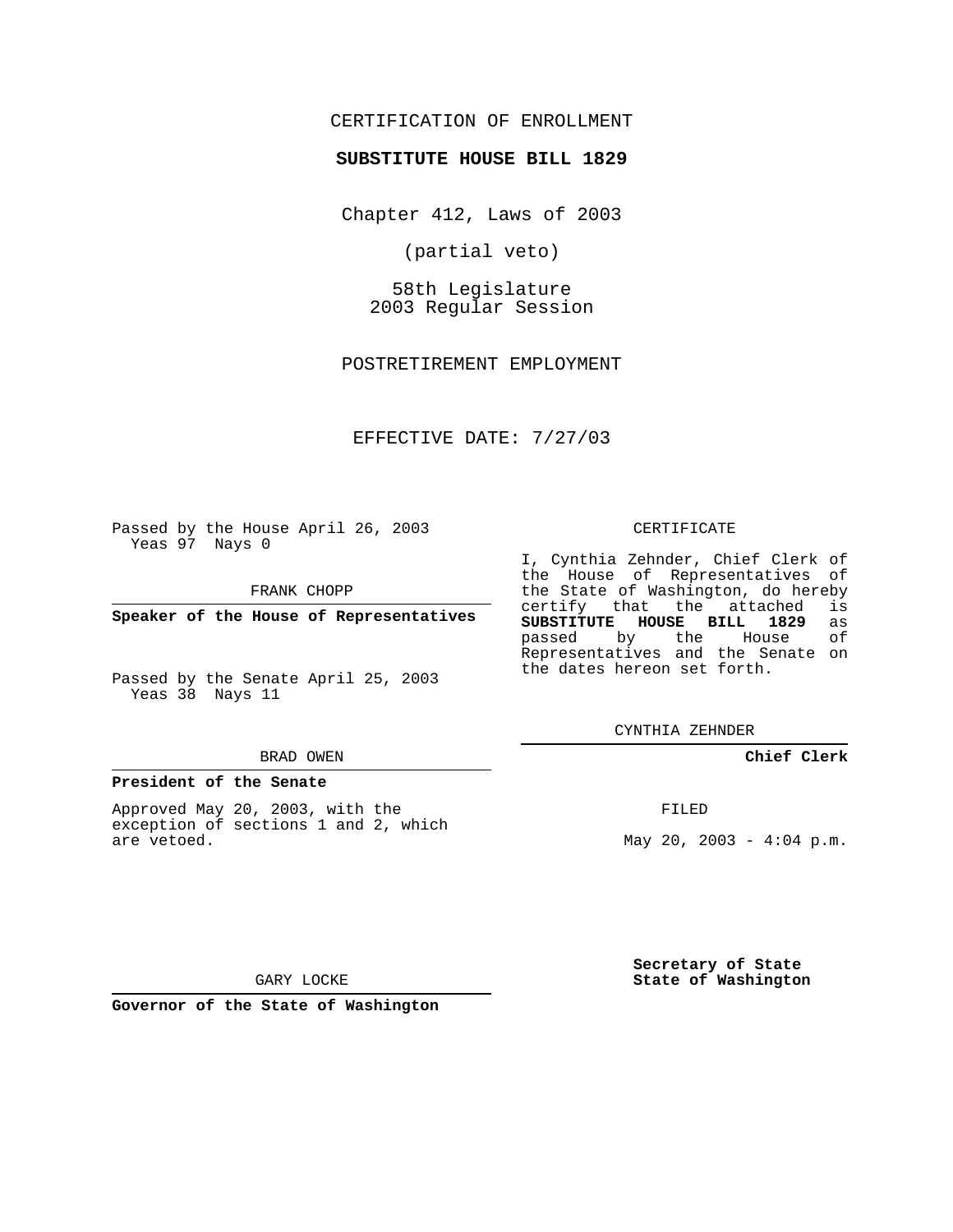CERTIFICATION OF ENROLLMENT

**SUBSTITUTE HOUSE BILL 1829**

Chapter 412, Laws of 2003

(partial veto)

58th Legislature
2003 Regular Session

POSTRETIREMENT EMPLOYMENT

EFFECTIVE DATE: 7/27/03

Passed by the House April 26, 2003
Yeas 97 Nays 0

FRANK CHOPP

**Speaker of the House of Representatives**

Passed by the Senate April 25, 2003
Yeas 38 Nays 11

BRAD OWEN

**President of the Senate**

Approved May 20, 2003, with the exception of sections 1 and 2, which are vetoed.

GARY LOCKE

**Governor of the State of Washington**

CERTIFICATE

I, Cynthia Zehnder, Chief Clerk of the House of Representatives of the State of Washington, do hereby certify that the attached is **SUBSTITUTE HOUSE BILL 1829** as passed by the House of Representatives and the Senate on the dates hereon set forth.

CYNTHIA ZEHNDER

**Chief Clerk**

FILED

May 20, 2003 - 4:04 p.m.

**Secretary of State**
**State of Washington**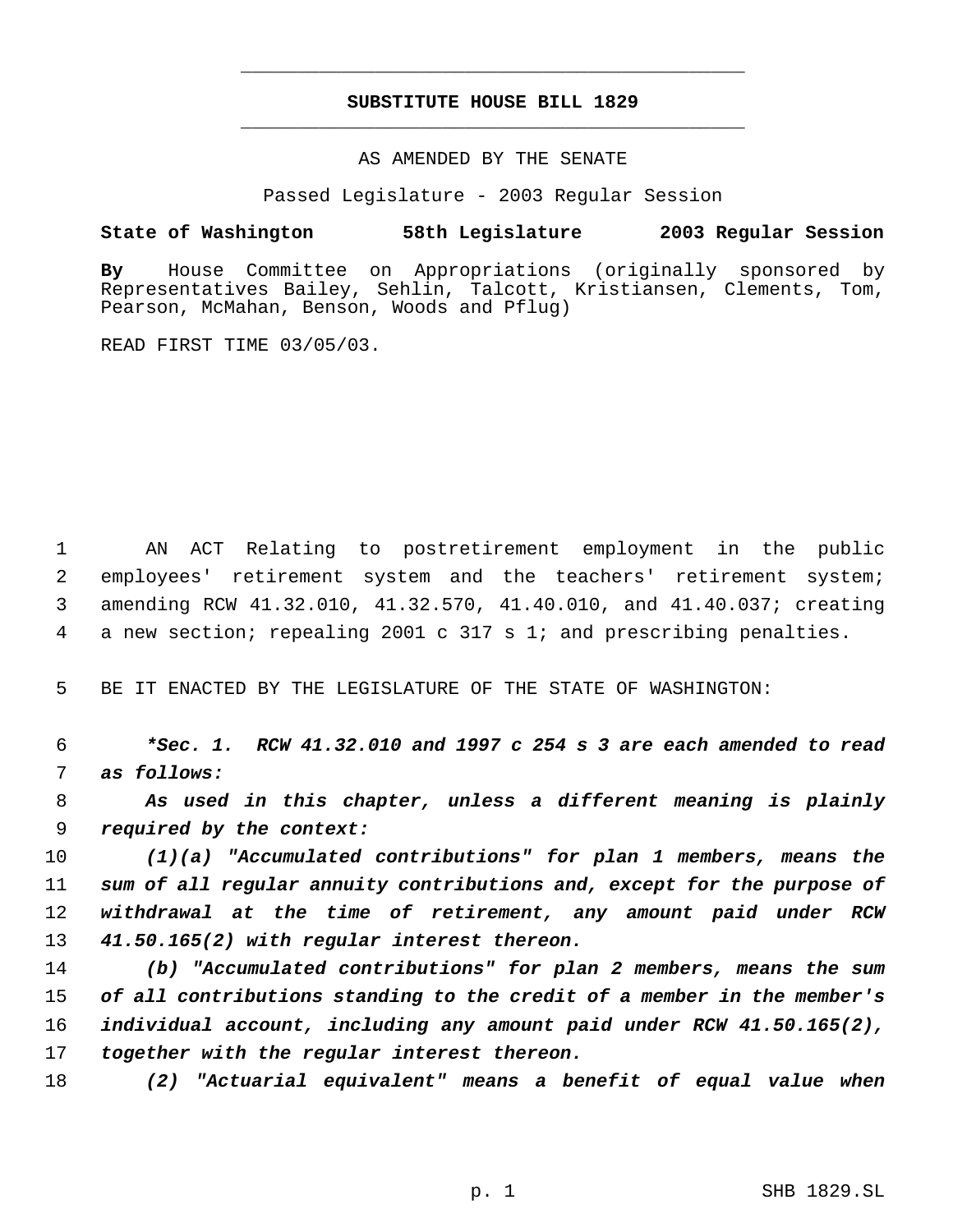# SUBSTITUTE HOUSE BILL 1829

AS AMENDED BY THE SENATE

Passed Legislature - 2003 Regular Session

**State of Washington 58th Legislature 2003 Regular Session**

**By** House Committee on Appropriations (originally sponsored by Representatives Bailey, Sehlin, Talcott, Kristiansen, Clements, Tom, Pearson, McMahan, Benson, Woods and Pflug)

READ FIRST TIME 03/05/03.

1 AN ACT Relating to postretirement employment in the public
2 employees' retirement system and the teachers' retirement system;
3 amending RCW 41.32.010, 41.32.570, 41.40.010, and 41.40.037; creating
4 a new section; repealing 2001 c 317 s 1; and prescribing penalties.

5 BE IT ENACTED BY THE LEGISLATURE OF THE STATE OF WASHINGTON:

6 ***Sec. 1. RCW 41.32.010 and 1997 c 254 s 3 are each amended to read**
7 ***as follows:***

8 *As used in this chapter, unless a different meaning is plainly*
9 *required by the context:*

10 *(1)(a) "Accumulated contributions" for plan 1 members, means the*
11 *sum of all regular annuity contributions and, except for the purpose of*
12 *withdrawal at the time of retirement, any amount paid under RCW*
13 *41.50.165(2) with regular interest thereon.*

14 *(b) "Accumulated contributions" for plan 2 members, means the sum*
15 *of all contributions standing to the credit of a member in the member's*
16 *individual account, including any amount paid under RCW 41.50.165(2),*
17 *together with the regular interest thereon.*

18 *(2) "Actuarial equivalent" means a benefit of equal value when*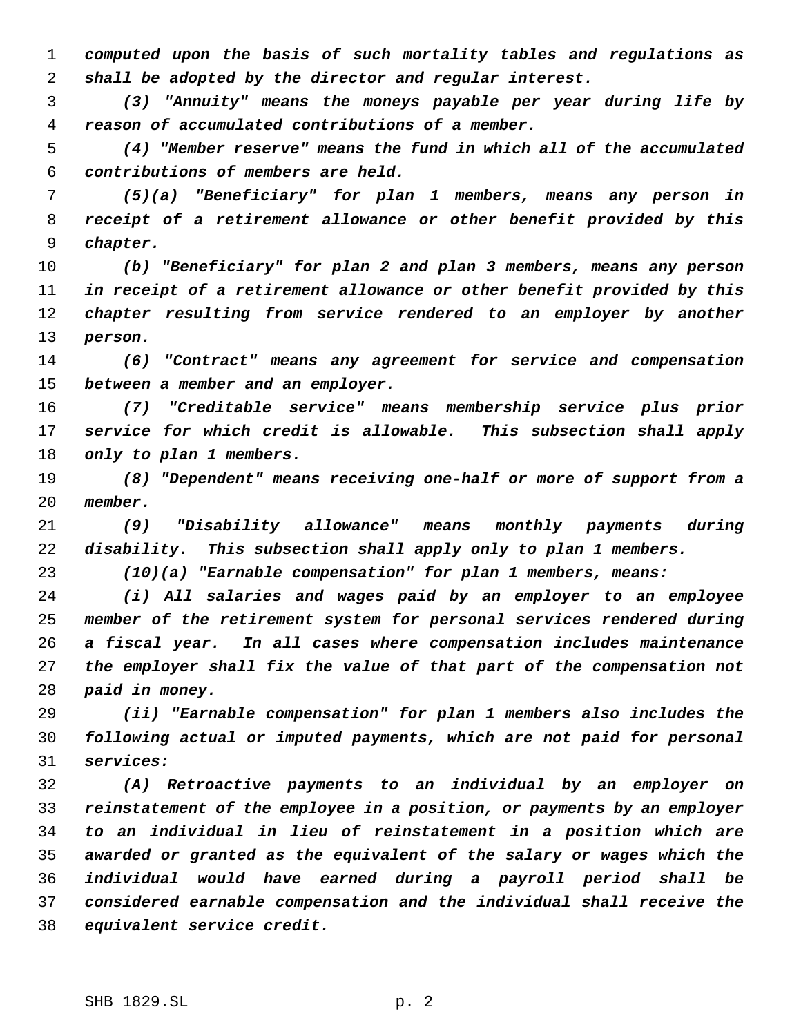*computed upon the basis of such mortality tables and regulations as shall be adopted by the director and regular interest.*

*(3) "Annuity" means the moneys payable per year during life by reason of accumulated contributions of a member.*

*(4) "Member reserve" means the fund in which all of the accumulated contributions of members are held.*

*(5)(a) "Beneficiary" for plan 1 members, means any person in receipt of a retirement allowance or other benefit provided by this chapter.*

*(b) "Beneficiary" for plan 2 and plan 3 members, means any person in receipt of a retirement allowance or other benefit provided by this chapter resulting from service rendered to an employer by another person.*

*(6) "Contract" means any agreement for service and compensation between a member and an employer.*

*(7) "Creditable service" means membership service plus prior service for which credit is allowable. This subsection shall apply only to plan 1 members.*

*(8) "Dependent" means receiving one-half or more of support from a member.*

*(9) "Disability allowance" means monthly payments during disability. This subsection shall apply only to plan 1 members.*

*(10)(a) "Earnable compensation" for plan 1 members, means:*

*(i) All salaries and wages paid by an employer to an employee member of the retirement system for personal services rendered during a fiscal year. In all cases where compensation includes maintenance the employer shall fix the value of that part of the compensation not paid in money.*

*(ii) "Earnable compensation" for plan 1 members also includes the following actual or imputed payments, which are not paid for personal services:*

*(A) Retroactive payments to an individual by an employer on reinstatement of the employee in a position, or payments by an employer to an individual in lieu of reinstatement in a position which are awarded or granted as the equivalent of the salary or wages which the individual would have earned during a payroll period shall be considered earnable compensation and the individual shall receive the equivalent service credit.*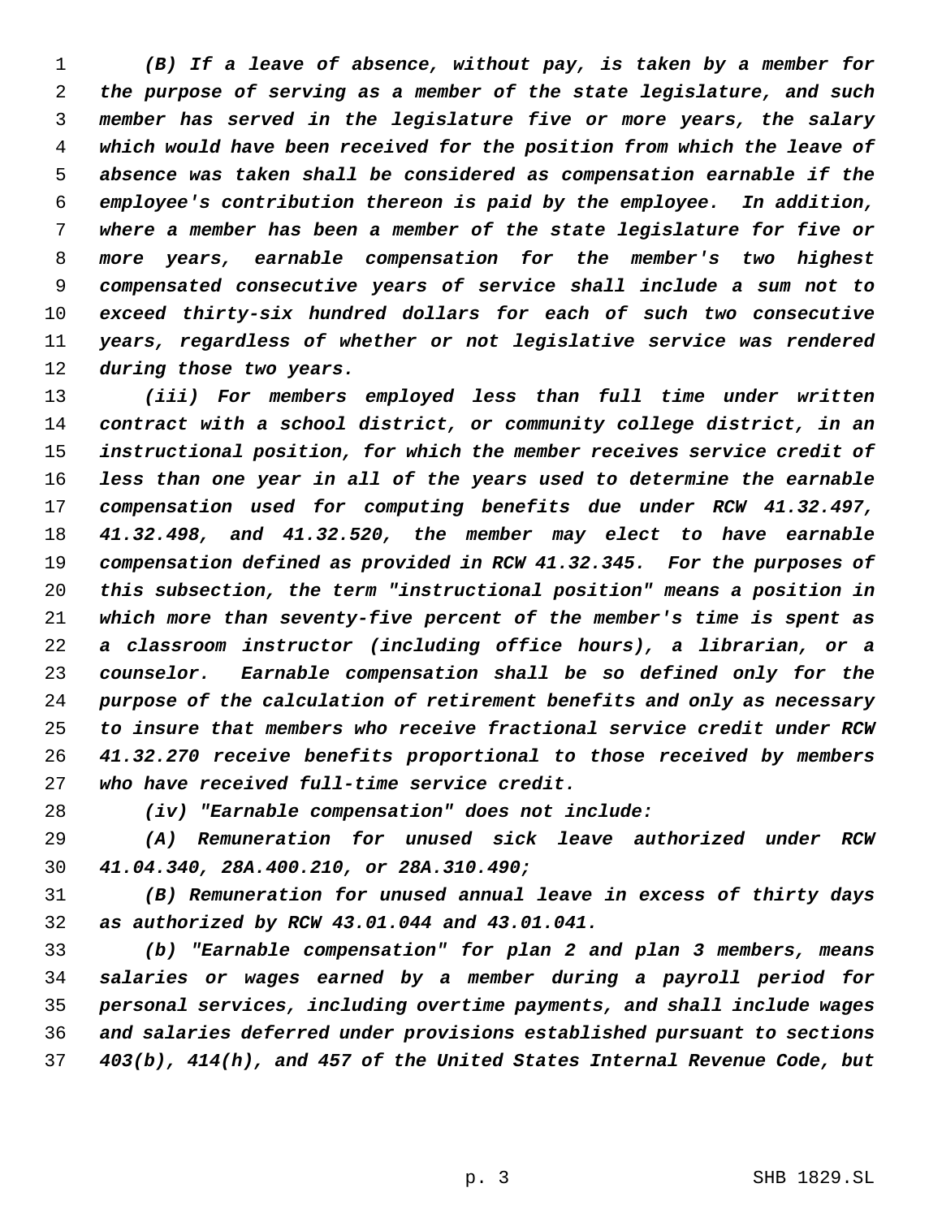*(B) If a leave of absence, without pay, is taken by a member for the purpose of serving as a member of the state legislature, and such member has served in the legislature five or more years, the salary which would have been received for the position from which the leave of absence was taken shall be considered as compensation earnable if the employee's contribution thereon is paid by the employee. In addition, where a member has been a member of the state legislature for five or more years, earnable compensation for the member's two highest compensated consecutive years of service shall include a sum not to exceed thirty-six hundred dollars for each of such two consecutive years, regardless of whether or not legislative service was rendered during those two years.*

*(iii) For members employed less than full time under written contract with a school district, or community college district, in an instructional position, for which the member receives service credit of less than one year in all of the years used to determine the earnable compensation used for computing benefits due under RCW 41.32.497, 41.32.498, and 41.32.520, the member may elect to have earnable compensation defined as provided in RCW 41.32.345. For the purposes of this subsection, the term "instructional position" means a position in which more than seventy-five percent of the member's time is spent as a classroom instructor (including office hours), a librarian, or a counselor. Earnable compensation shall be so defined only for the purpose of the calculation of retirement benefits and only as necessary to insure that members who receive fractional service credit under RCW 41.32.270 receive benefits proportional to those received by members who have received full-time service credit.*

*(iv) "Earnable compensation" does not include:*

*(A) Remuneration for unused sick leave authorized under RCW 41.04.340, 28A.400.210, or 28A.310.490;*

*(B) Remuneration for unused annual leave in excess of thirty days as authorized by RCW 43.01.044 and 43.01.041.*

*(b) "Earnable compensation" for plan 2 and plan 3 members, means salaries or wages earned by a member during a payroll period for personal services, including overtime payments, and shall include wages and salaries deferred under provisions established pursuant to sections 403(b), 414(h), and 457 of the United States Internal Revenue Code, but*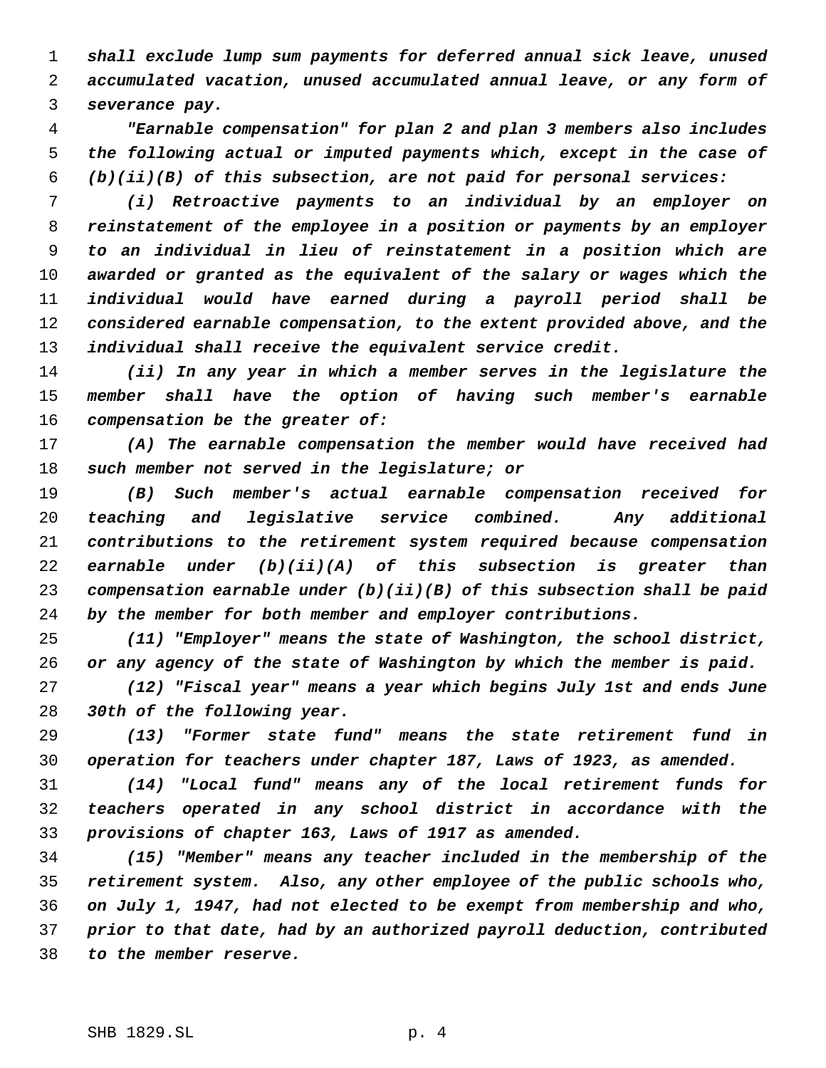*shall exclude lump sum payments for deferred annual sick leave, unused accumulated vacation, unused accumulated annual leave, or any form of severance pay.*

*"Earnable compensation" for plan 2 and plan 3 members also includes the following actual or imputed payments which, except in the case of (b)(ii)(B) of this subsection, are not paid for personal services:*

*(i) Retroactive payments to an individual by an employer on reinstatement of the employee in a position or payments by an employer to an individual in lieu of reinstatement in a position which are awarded or granted as the equivalent of the salary or wages which the individual would have earned during a payroll period shall be considered earnable compensation, to the extent provided above, and the individual shall receive the equivalent service credit.*

*(ii) In any year in which a member serves in the legislature the member shall have the option of having such member's earnable compensation be the greater of:*

*(A) The earnable compensation the member would have received had such member not served in the legislature; or*

*(B) Such member's actual earnable compensation received for teaching and legislative service combined. Any additional contributions to the retirement system required because compensation earnable under (b)(ii)(A) of this subsection is greater than compensation earnable under (b)(ii)(B) of this subsection shall be paid by the member for both member and employer contributions.*

*(11) "Employer" means the state of Washington, the school district, or any agency of the state of Washington by which the member is paid.*

*(12) "Fiscal year" means a year which begins July 1st and ends June 30th of the following year.*

*(13) "Former state fund" means the state retirement fund in operation for teachers under chapter 187, Laws of 1923, as amended.*

*(14) "Local fund" means any of the local retirement funds for teachers operated in any school district in accordance with the provisions of chapter 163, Laws of 1917 as amended.*

*(15) "Member" means any teacher included in the membership of the retirement system. Also, any other employee of the public schools who, on July 1, 1947, had not elected to be exempt from membership and who, prior to that date, had by an authorized payroll deduction, contributed to the member reserve.*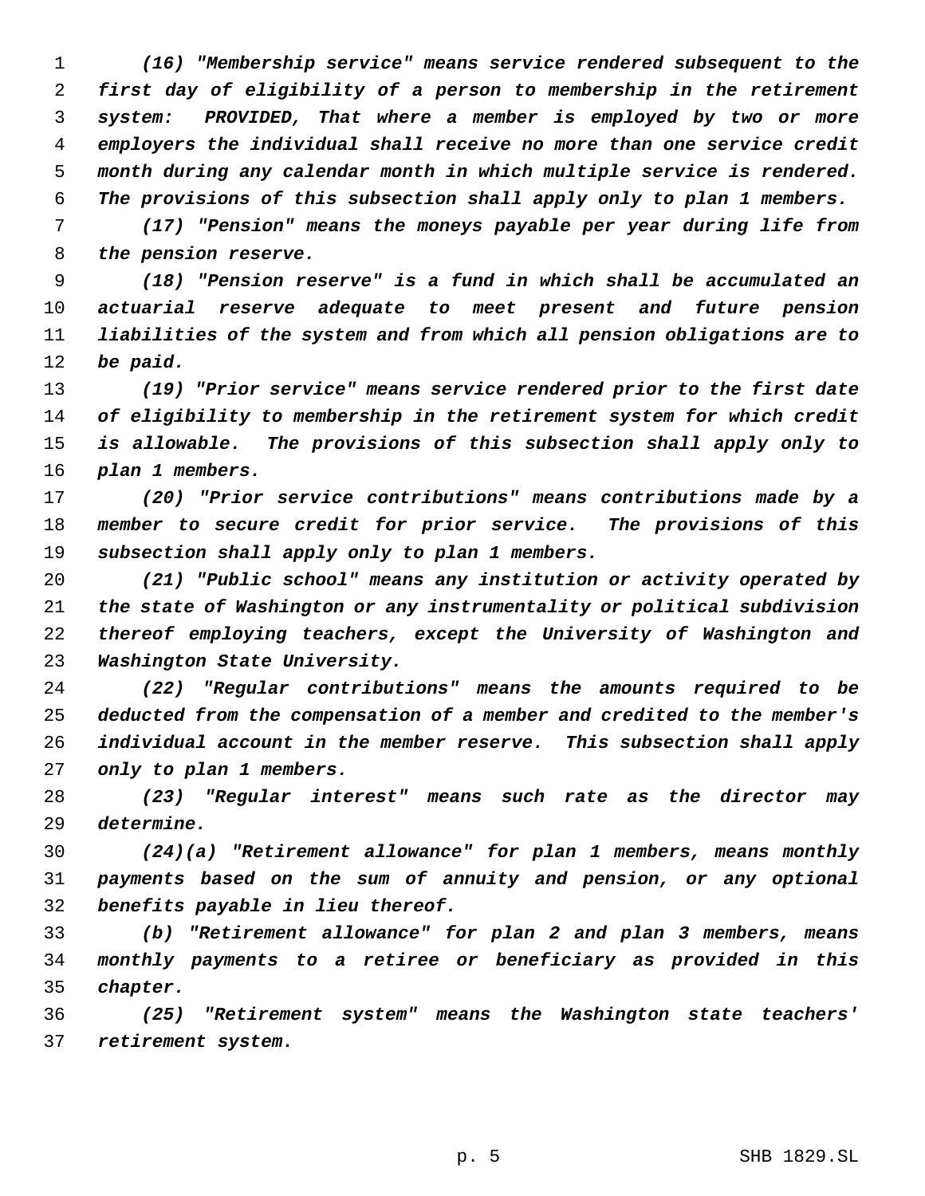*(16) "Membership service" means service rendered subsequent to the first day of eligibility of a person to membership in the retirement system: PROVIDED, That where a member is employed by two or more employers the individual shall receive no more than one service credit month during any calendar month in which multiple service is rendered. The provisions of this subsection shall apply only to plan 1 members.*

*(17) "Pension" means the moneys payable per year during life from the pension reserve.*

*(18) "Pension reserve" is a fund in which shall be accumulated an actuarial reserve adequate to meet present and future pension liabilities of the system and from which all pension obligations are to be paid.*

*(19) "Prior service" means service rendered prior to the first date of eligibility to membership in the retirement system for which credit is allowable. The provisions of this subsection shall apply only to plan 1 members.*

*(20) "Prior service contributions" means contributions made by a member to secure credit for prior service. The provisions of this subsection shall apply only to plan 1 members.*

*(21) "Public school" means any institution or activity operated by the state of Washington or any instrumentality or political subdivision thereof employing teachers, except the University of Washington and Washington State University.*

*(22) "Regular contributions" means the amounts required to be deducted from the compensation of a member and credited to the member's individual account in the member reserve. This subsection shall apply only to plan 1 members.*

*(23) "Regular interest" means such rate as the director may determine.*

*(24)(a) "Retirement allowance" for plan 1 members, means monthly payments based on the sum of annuity and pension, or any optional benefits payable in lieu thereof.*

*(b) "Retirement allowance" for plan 2 and plan 3 members, means monthly payments to a retiree or beneficiary as provided in this chapter.*

*(25) "Retirement system" means the Washington state teachers' retirement system.*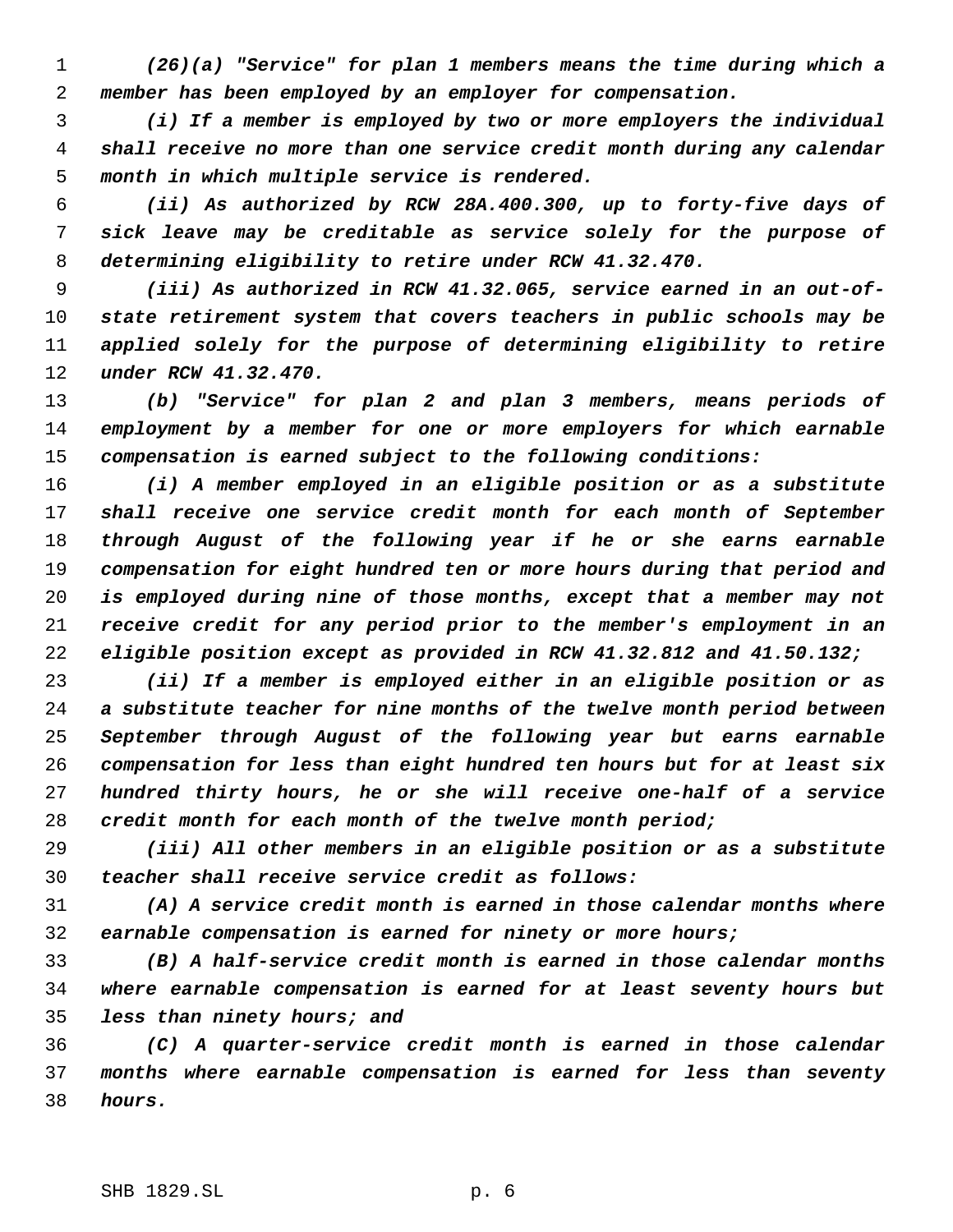*(26)(a) "Service" for plan 1 members means the time during which a member has been employed by an employer for compensation.*

*(i) If a member is employed by two or more employers the individual shall receive no more than one service credit month during any calendar month in which multiple service is rendered.*

*(ii) As authorized by RCW 28A.400.300, up to forty-five days of sick leave may be creditable as service solely for the purpose of determining eligibility to retire under RCW 41.32.470.*

*(iii) As authorized in RCW 41.32.065, service earned in an out-of-state retirement system that covers teachers in public schools may be applied solely for the purpose of determining eligibility to retire under RCW 41.32.470.*

*(b) "Service" for plan 2 and plan 3 members, means periods of employment by a member for one or more employers for which earnable compensation is earned subject to the following conditions:*

*(i) A member employed in an eligible position or as a substitute shall receive one service credit month for each month of September through August of the following year if he or she earns earnable compensation for eight hundred ten or more hours during that period and is employed during nine of those months, except that a member may not receive credit for any period prior to the member's employment in an eligible position except as provided in RCW 41.32.812 and 41.50.132;*

*(ii) If a member is employed either in an eligible position or as a substitute teacher for nine months of the twelve month period between September through August of the following year but earns earnable compensation for less than eight hundred ten hours but for at least six hundred thirty hours, he or she will receive one-half of a service credit month for each month of the twelve month period;*

*(iii) All other members in an eligible position or as a substitute teacher shall receive service credit as follows:*

*(A) A service credit month is earned in those calendar months where earnable compensation is earned for ninety or more hours;*

*(B) A half-service credit month is earned in those calendar months where earnable compensation is earned for at least seventy hours but less than ninety hours; and*

*(C) A quarter-service credit month is earned in those calendar months where earnable compensation is earned for less than seventy hours.*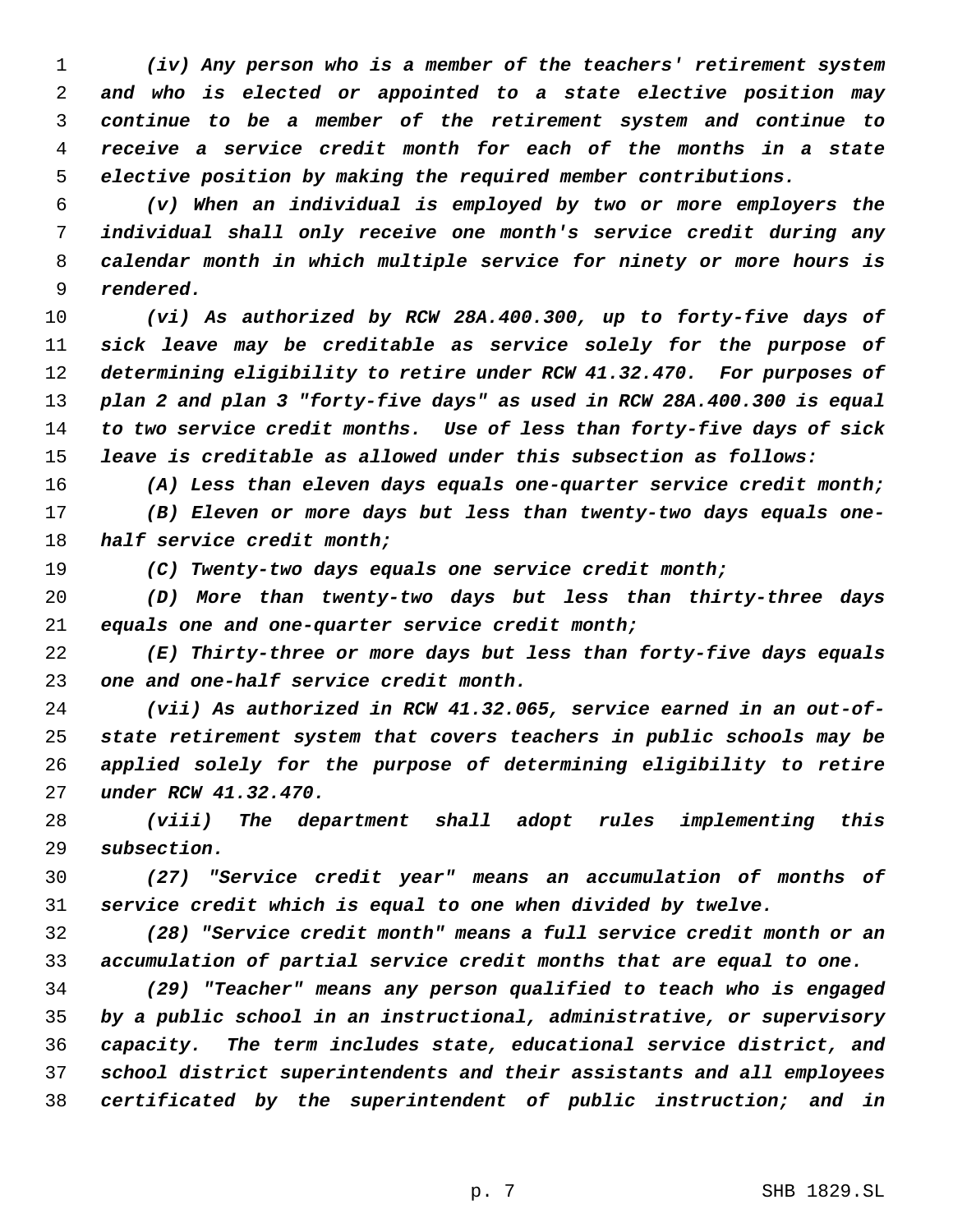*(iv) Any person who is a member of the teachers' retirement system and who is elected or appointed to a state elective position may continue to be a member of the retirement system and continue to receive a service credit month for each of the months in a state elective position by making the required member contributions.*

*(v) When an individual is employed by two or more employers the individual shall only receive one month's service credit during any calendar month in which multiple service for ninety or more hours is rendered.*

*(vi) As authorized by RCW 28A.400.300, up to forty-five days of sick leave may be creditable as service solely for the purpose of determining eligibility to retire under RCW 41.32.470. For purposes of plan 2 and plan 3 "forty-five days" as used in RCW 28A.400.300 is equal to two service credit months. Use of less than forty-five days of sick leave is creditable as allowed under this subsection as follows:*

*(A) Less than eleven days equals one-quarter service credit month;*

*(B) Eleven or more days but less than twenty-two days equals one-half service credit month;*

*(C) Twenty-two days equals one service credit month;*

*(D) More than twenty-two days but less than thirty-three days equals one and one-quarter service credit month;*

*(E) Thirty-three or more days but less than forty-five days equals one and one-half service credit month.*

*(vii) As authorized in RCW 41.32.065, service earned in an out-of-state retirement system that covers teachers in public schools may be applied solely for the purpose of determining eligibility to retire under RCW 41.32.470.*

*(viii) The department shall adopt rules implementing this subsection.*

*(27) "Service credit year" means an accumulation of months of service credit which is equal to one when divided by twelve.*

*(28) "Service credit month" means a full service credit month or an accumulation of partial service credit months that are equal to one.*

*(29) "Teacher" means any person qualified to teach who is engaged by a public school in an instructional, administrative, or supervisory capacity. The term includes state, educational service district, and school district superintendents and their assistants and all employees certificated by the superintendent of public instruction; and in*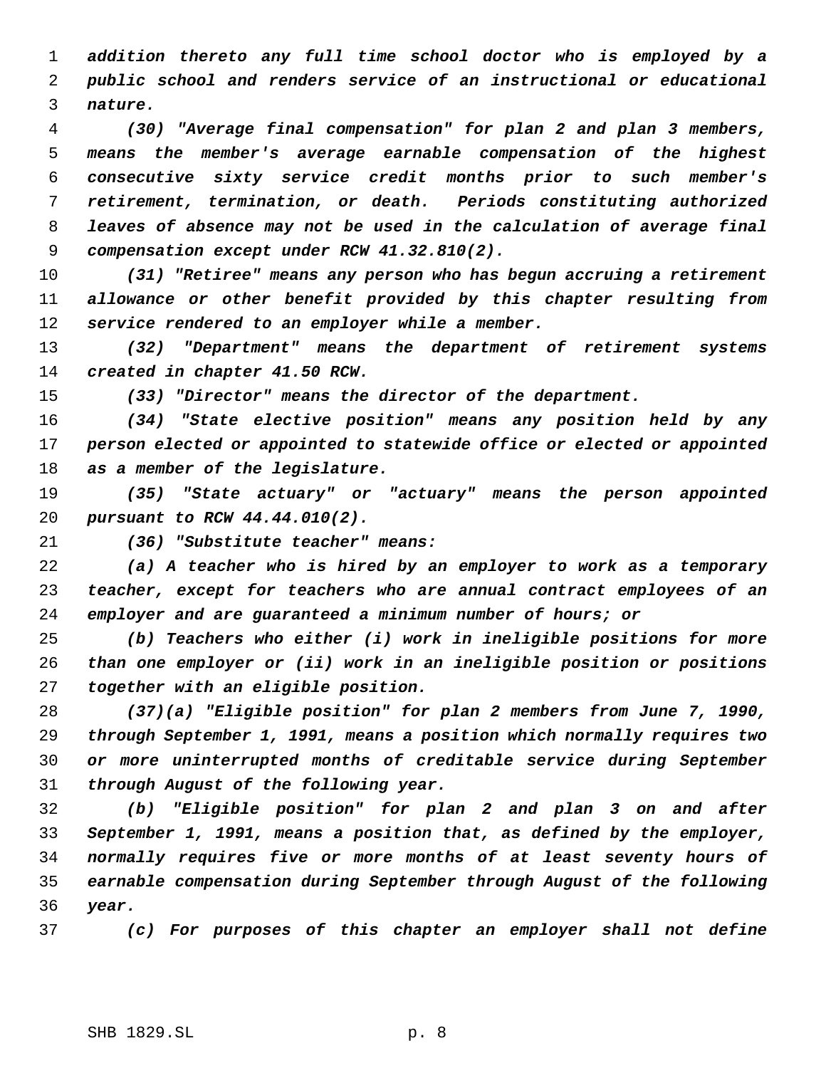*addition thereto any full time school doctor who is employed by a public school and renders service of an instructional or educational nature.*

*(30) "Average final compensation" for plan 2 and plan 3 members, means the member's average earnable compensation of the highest consecutive sixty service credit months prior to such member's retirement, termination, or death. Periods constituting authorized leaves of absence may not be used in the calculation of average final compensation except under RCW 41.32.810(2).*

*(31) "Retiree" means any person who has begun accruing a retirement allowance or other benefit provided by this chapter resulting from service rendered to an employer while a member.*

*(32) "Department" means the department of retirement systems created in chapter 41.50 RCW.*

*(33) "Director" means the director of the department.*

*(34) "State elective position" means any position held by any person elected or appointed to statewide office or elected or appointed as a member of the legislature.*

*(35) "State actuary" or "actuary" means the person appointed pursuant to RCW 44.44.010(2).*

*(36) "Substitute teacher" means:*

*(a) A teacher who is hired by an employer to work as a temporary teacher, except for teachers who are annual contract employees of an employer and are guaranteed a minimum number of hours; or*

*(b) Teachers who either (i) work in ineligible positions for more than one employer or (ii) work in an ineligible position or positions together with an eligible position.*

*(37)(a) "Eligible position" for plan 2 members from June 7, 1990, through September 1, 1991, means a position which normally requires two or more uninterrupted months of creditable service during September through August of the following year.*

*(b) "Eligible position" for plan 2 and plan 3 on and after September 1, 1991, means a position that, as defined by the employer, normally requires five or more months of at least seventy hours of earnable compensation during September through August of the following year.*

*(c) For purposes of this chapter an employer shall not define*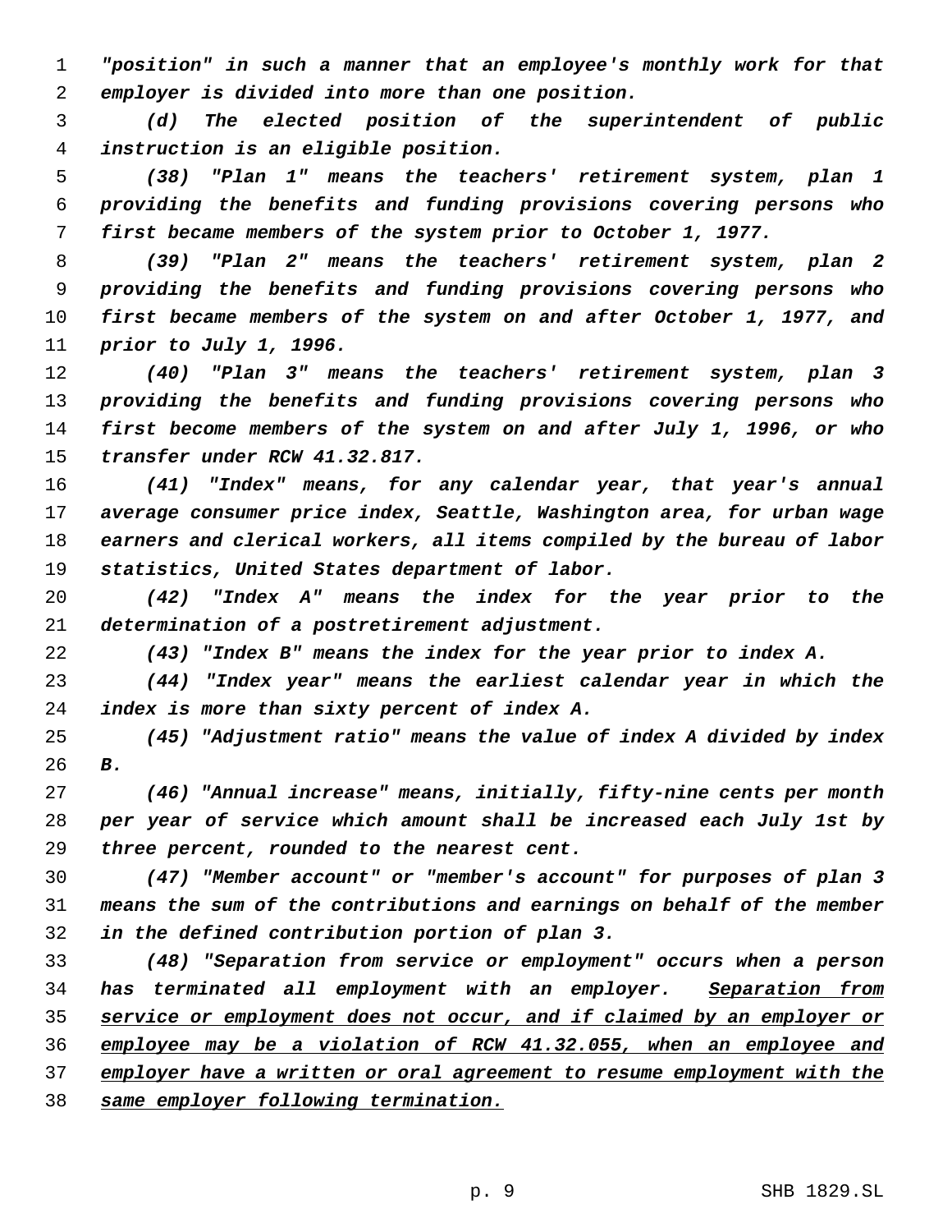"position" in such a manner that an employee's monthly work for that employer is divided into more than one position.

(d) The elected position of the superintendent of public instruction is an eligible position.

(38) "Plan 1" means the teachers' retirement system, plan 1 providing the benefits and funding provisions covering persons who first became members of the system prior to October 1, 1977.

(39) "Plan 2" means the teachers' retirement system, plan 2 providing the benefits and funding provisions covering persons who first became members of the system on and after October 1, 1977, and prior to July 1, 1996.

(40) "Plan 3" means the teachers' retirement system, plan 3 providing the benefits and funding provisions covering persons who first become members of the system on and after July 1, 1996, or who transfer under RCW 41.32.817.

(41) "Index" means, for any calendar year, that year's annual average consumer price index, Seattle, Washington area, for urban wage earners and clerical workers, all items compiled by the bureau of labor statistics, United States department of labor.

(42) "Index A" means the index for the year prior to the determination of a postretirement adjustment.

(43) "Index B" means the index for the year prior to index A.

(44) "Index year" means the earliest calendar year in which the index is more than sixty percent of index A.

(45) "Adjustment ratio" means the value of index A divided by index B.

(46) "Annual increase" means, initially, fifty-nine cents per month per year of service which amount shall be increased each July 1st by three percent, rounded to the nearest cent.

(47) "Member account" or "member's account" for purposes of plan 3 means the sum of the contributions and earnings on behalf of the member in the defined contribution portion of plan 3.

(48) "Separation from service or employment" occurs when a person has terminated all employment with an employer. <u>Separation from service or employment does not occur, and if claimed by an employer or employee may be a violation of RCW 41.32.055, when an employee and employer have a written or oral agreement to resume employment with the same employer following termination.</u>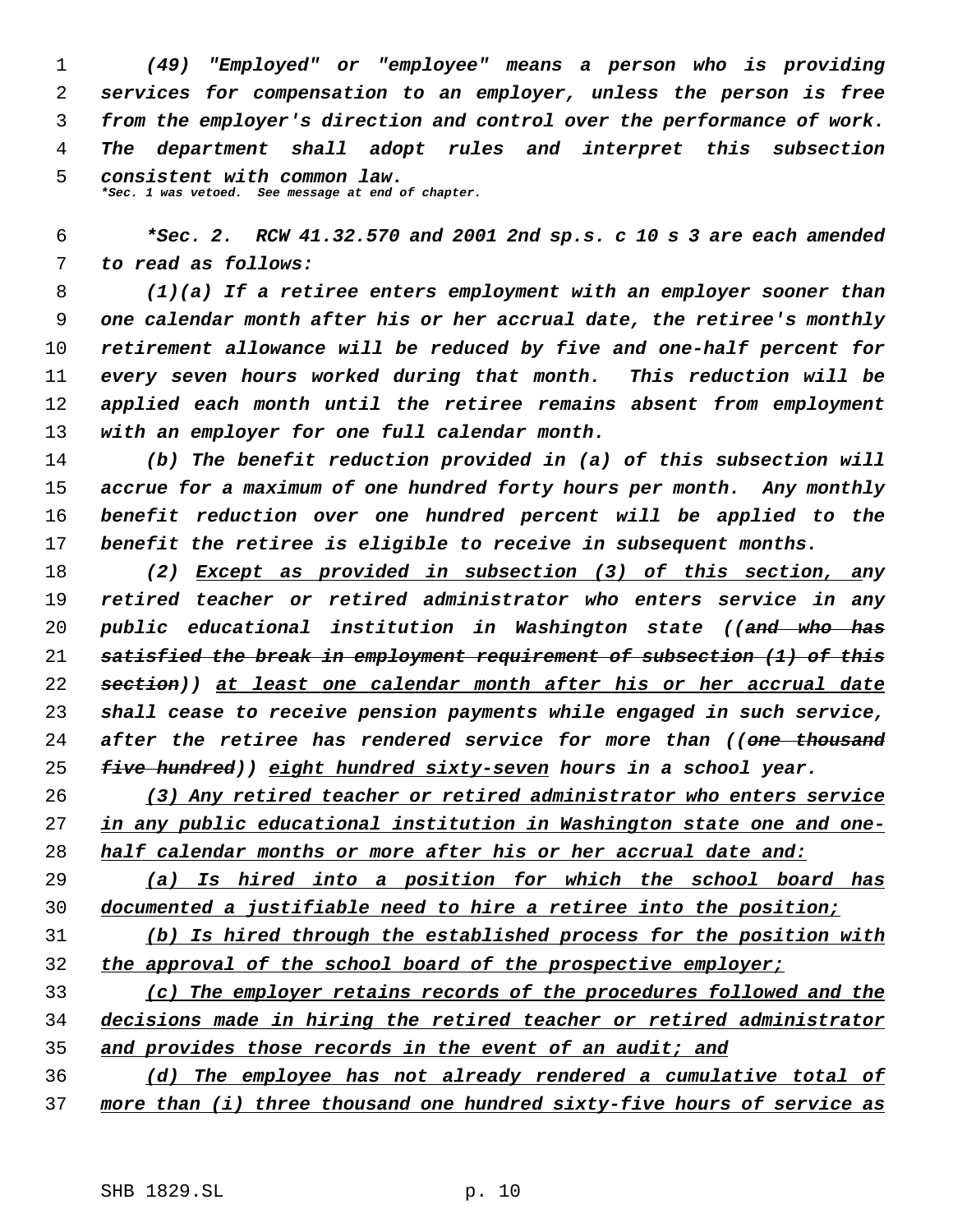*(49) "Employed" or "employee" means a person who is providing services for compensation to an employer, unless the person is free from the employer's direction and control over the performance of work. The department shall adopt rules and interpret this subsection consistent with common law.*

*\*Sec. 1 was vetoed. See message at end of chapter.*

*\*Sec. 2. RCW 41.32.570 and 2001 2nd sp.s. c 10 s 3 are each amended to read as follows:*

*(1)(a) If a retiree enters employment with an employer sooner than one calendar month after his or her accrual date, the retiree's monthly retirement allowance will be reduced by five and one-half percent for every seven hours worked during that month. This reduction will be applied each month until the retiree remains absent from employment with an employer for one full calendar month.*

*(b) The benefit reduction provided in (a) of this subsection will accrue for a maximum of one hundred forty hours per month. Any monthly benefit reduction over one hundred percent will be applied to the benefit the retiree is eligible to receive in subsequent months.*

*(2) <u>Except as provided in subsection (3) of this section, a</u>ny retired teacher or retired administrator who enters service in any public educational institution in Washington state ((~~and who has satisfied the break in employment requirement of subsection (1) of this section~~)) <u>at least one calendar month after his or her accrual date</u> shall cease to receive pension payments while engaged in such service, after the retiree has rendered service for more than ((~~one thousand five hundred~~)) <u>eight hundred sixty-seven</u> hours in a school year.*

*<u>(3) Any retired teacher or retired administrator who enters service in any public educational institution in Washington state one and one-half calendar months or more after his or her accrual date and:</u>*

*<u>(a) Is hired into a position for which the school board has documented a justifiable need to hire a retiree into the position;</u>*

*<u>(b) Is hired through the established process for the position with the approval of the school board of the prospective employer;</u>*

*<u>(c) The employer retains records of the procedures followed and the decisions made in hiring the retired teacher or retired administrator and provides those records in the event of an audit; and</u>*

*<u>(d) The employee has not already rendered a cumulative total of more than (i) three thousand one hundred sixty-five hours of service as</u>*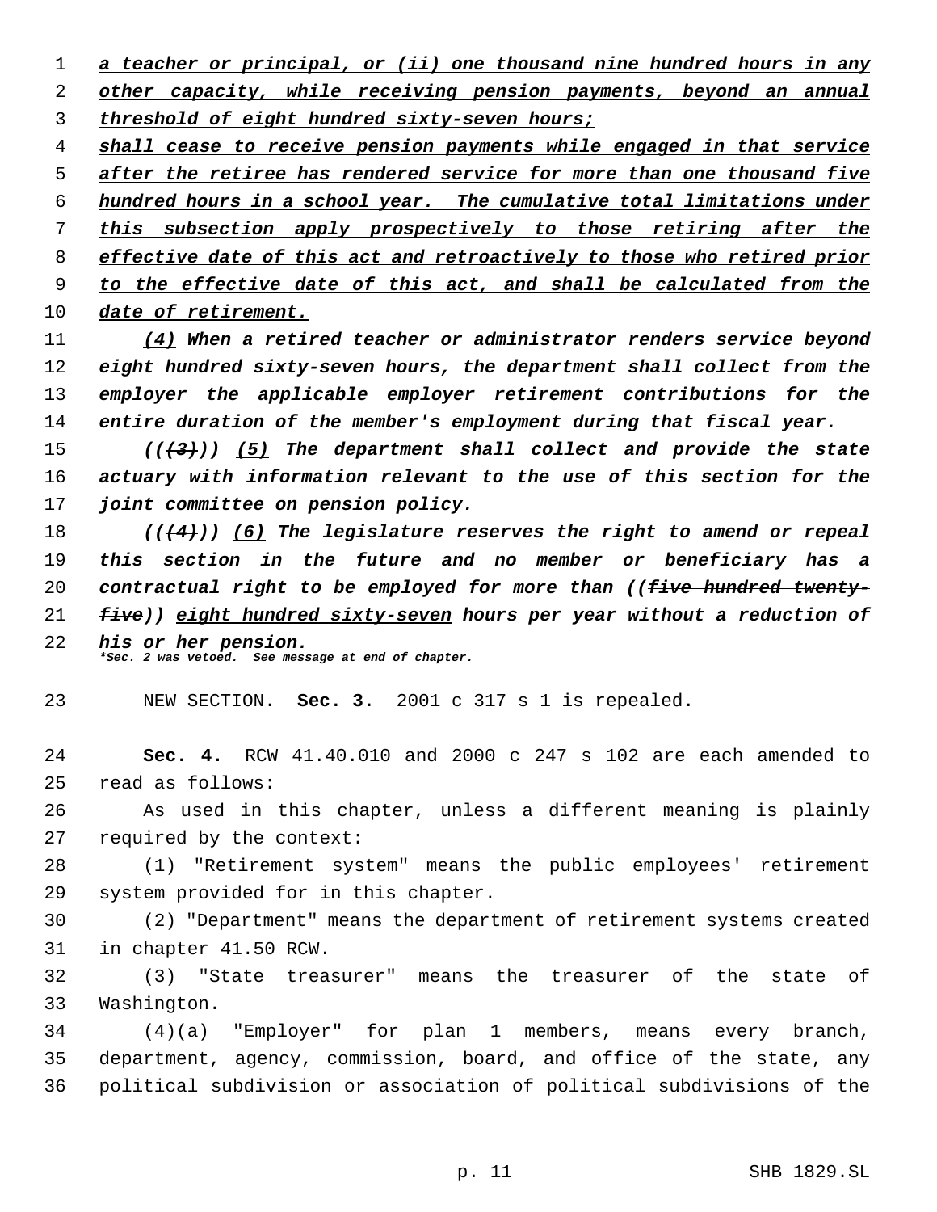<u>*a teacher or principal, or (ii) one thousand nine hundred hours in any other capacity, while receiving pension payments, beyond an annual threshold of eight hundred sixty-seven hours;*</u>

<u>*shall cease to receive pension payments while engaged in that service after the retiree has rendered service for more than one thousand five hundred hours in a school year. The cumulative total limitations under this subsection apply prospectively to those retiring after the effective date of this act and retroactively to those who retired prior to the effective date of this act, and shall be calculated from the date of retirement.*</u>

*<u>(4)</u> When a retired teacher or administrator renders service beyond eight hundred sixty-seven hours, the department shall collect from the employer the applicable employer retirement contributions for the entire duration of the member's employment during that fiscal year.*

*((~~(3)~~)) <u>(5)</u> The department shall collect and provide the state actuary with information relevant to the use of this section for the joint committee on pension policy.*

*((~~(4)~~)) <u>(6)</u> The legislature reserves the right to amend or repeal this section in the future and no member or beneficiary has a contractual right to be employed for more than ((~~five hundred twenty-five~~)) <u>eight hundred sixty-seven</u> hours per year without a reduction of his or her pension.*

***Sec. 2 was vetoed. See message at end of chapter.***

<u>NEW SECTION.</u> **Sec. 3.** 2001 c 317 s 1 is repealed.

**Sec. 4.** RCW 41.40.010 and 2000 c 247 s 102 are each amended to read as follows:

As used in this chapter, unless a different meaning is plainly required by the context:

(1) "Retirement system" means the public employees' retirement system provided for in this chapter.

(2) "Department" means the department of retirement systems created in chapter 41.50 RCW.

(3) "State treasurer" means the treasurer of the state of Washington.

(4)(a) "Employer" for plan 1 members, means every branch, department, agency, commission, board, and office of the state, any political subdivision or association of political subdivisions of the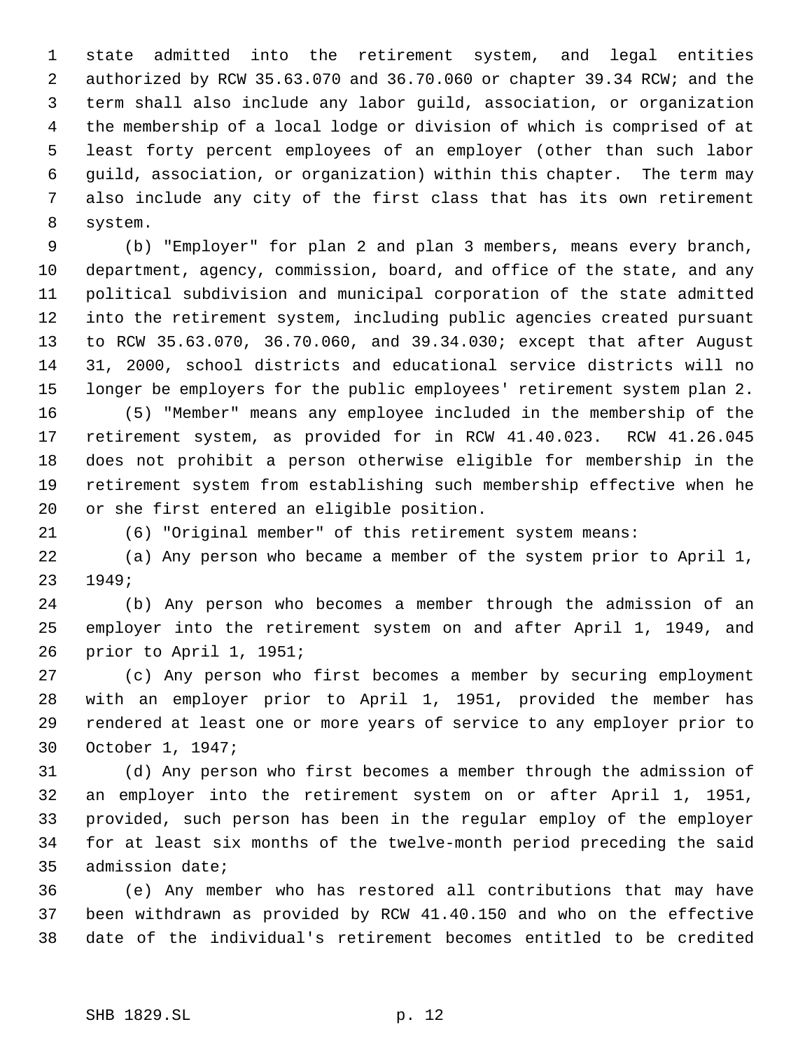state admitted into the retirement system, and legal entities authorized by RCW 35.63.070 and 36.70.060 or chapter 39.34 RCW; and the term shall also include any labor guild, association, or organization the membership of a local lodge or division of which is comprised of at least forty percent employees of an employer (other than such labor guild, association, or organization) within this chapter. The term may also include any city of the first class that has its own retirement system.

(b) "Employer" for plan 2 and plan 3 members, means every branch, department, agency, commission, board, and office of the state, and any political subdivision and municipal corporation of the state admitted into the retirement system, including public agencies created pursuant to RCW 35.63.070, 36.70.060, and 39.34.030; except that after August 31, 2000, school districts and educational service districts will no longer be employers for the public employees' retirement system plan 2.

(5) "Member" means any employee included in the membership of the retirement system, as provided for in RCW 41.40.023. RCW 41.26.045 does not prohibit a person otherwise eligible for membership in the retirement system from establishing such membership effective when he or she first entered an eligible position.

(6) "Original member" of this retirement system means:

(a) Any person who became a member of the system prior to April 1, 1949;

(b) Any person who becomes a member through the admission of an employer into the retirement system on and after April 1, 1949, and prior to April 1, 1951;

(c) Any person who first becomes a member by securing employment with an employer prior to April 1, 1951, provided the member has rendered at least one or more years of service to any employer prior to October 1, 1947;

(d) Any person who first becomes a member through the admission of an employer into the retirement system on or after April 1, 1951, provided, such person has been in the regular employ of the employer for at least six months of the twelve-month period preceding the said admission date;

(e) Any member who has restored all contributions that may have been withdrawn as provided by RCW 41.40.150 and who on the effective date of the individual's retirement becomes entitled to be credited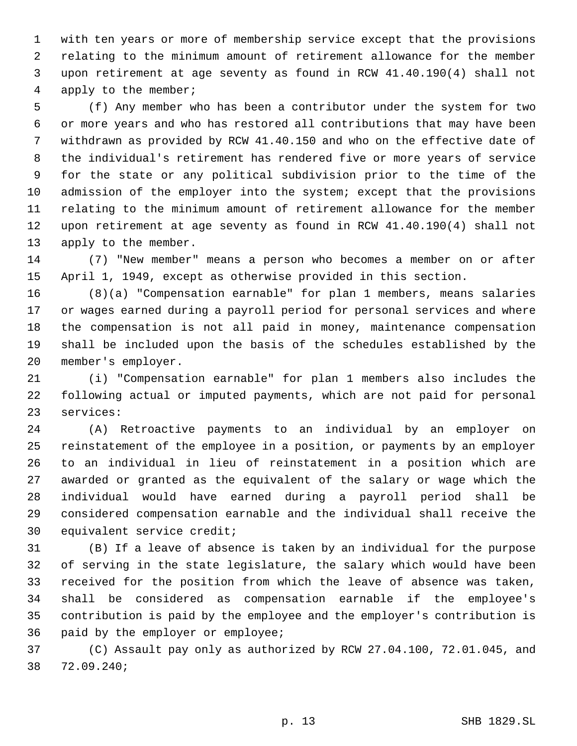with ten years or more of membership service except that the provisions relating to the minimum amount of retirement allowance for the member upon retirement at age seventy as found in RCW 41.40.190(4) shall not apply to the member;

(f) Any member who has been a contributor under the system for two or more years and who has restored all contributions that may have been withdrawn as provided by RCW 41.40.150 and who on the effective date of the individual's retirement has rendered five or more years of service for the state or any political subdivision prior to the time of the admission of the employer into the system; except that the provisions relating to the minimum amount of retirement allowance for the member upon retirement at age seventy as found in RCW 41.40.190(4) shall not apply to the member.

(7) "New member" means a person who becomes a member on or after April 1, 1949, except as otherwise provided in this section.

(8)(a) "Compensation earnable" for plan 1 members, means salaries or wages earned during a payroll period for personal services and where the compensation is not all paid in money, maintenance compensation shall be included upon the basis of the schedules established by the member's employer.

(i) "Compensation earnable" for plan 1 members also includes the following actual or imputed payments, which are not paid for personal services:

(A) Retroactive payments to an individual by an employer on reinstatement of the employee in a position, or payments by an employer to an individual in lieu of reinstatement in a position which are awarded or granted as the equivalent of the salary or wage which the individual would have earned during a payroll period shall be considered compensation earnable and the individual shall receive the equivalent service credit;

(B) If a leave of absence is taken by an individual for the purpose of serving in the state legislature, the salary which would have been received for the position from which the leave of absence was taken, shall be considered as compensation earnable if the employee's contribution is paid by the employee and the employer's contribution is paid by the employer or employee;

(C) Assault pay only as authorized by RCW 27.04.100, 72.01.045, and 72.09.240;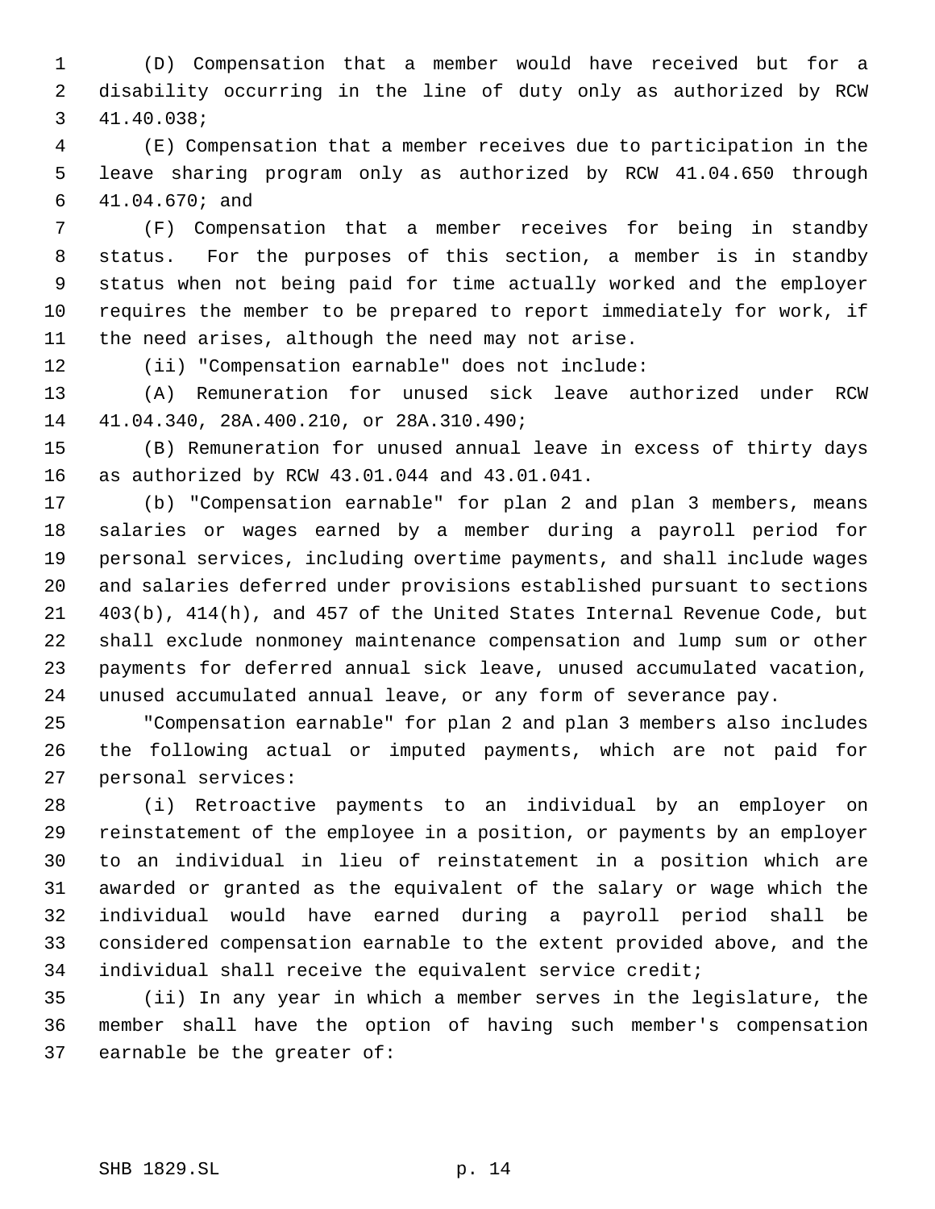(D) Compensation that a member would have received but for a disability occurring in the line of duty only as authorized by RCW 41.40.038;

(E) Compensation that a member receives due to participation in the leave sharing program only as authorized by RCW 41.04.650 through 41.04.670; and

(F) Compensation that a member receives for being in standby status. For the purposes of this section, a member is in standby status when not being paid for time actually worked and the employer requires the member to be prepared to report immediately for work, if the need arises, although the need may not arise.

(ii) "Compensation earnable" does not include:

(A) Remuneration for unused sick leave authorized under RCW 41.04.340, 28A.400.210, or 28A.310.490;

(B) Remuneration for unused annual leave in excess of thirty days as authorized by RCW 43.01.044 and 43.01.041.

(b) "Compensation earnable" for plan 2 and plan 3 members, means salaries or wages earned by a member during a payroll period for personal services, including overtime payments, and shall include wages and salaries deferred under provisions established pursuant to sections 403(b), 414(h), and 457 of the United States Internal Revenue Code, but shall exclude nonmoney maintenance compensation and lump sum or other payments for deferred annual sick leave, unused accumulated vacation, unused accumulated annual leave, or any form of severance pay.

"Compensation earnable" for plan 2 and plan 3 members also includes the following actual or imputed payments, which are not paid for personal services:

(i) Retroactive payments to an individual by an employer on reinstatement of the employee in a position, or payments by an employer to an individual in lieu of reinstatement in a position which are awarded or granted as the equivalent of the salary or wage which the individual would have earned during a payroll period shall be considered compensation earnable to the extent provided above, and the individual shall receive the equivalent service credit;

(ii) In any year in which a member serves in the legislature, the member shall have the option of having such member's compensation earnable be the greater of: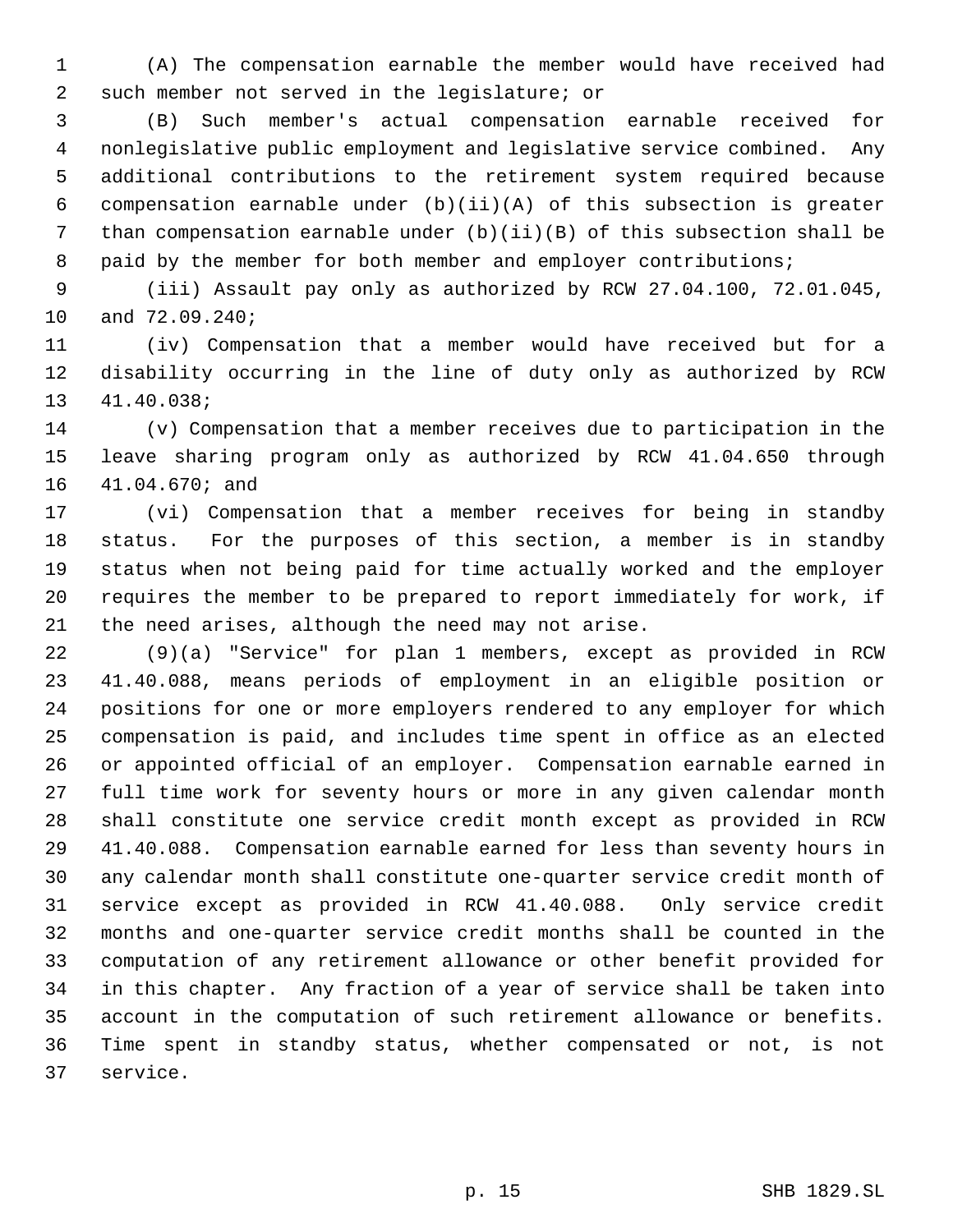(A) The compensation earnable the member would have received had such member not served in the legislature; or

(B) Such member's actual compensation earnable received for nonlegislative public employment and legislative service combined. Any additional contributions to the retirement system required because compensation earnable under (b)(ii)(A) of this subsection is greater than compensation earnable under (b)(ii)(B) of this subsection shall be paid by the member for both member and employer contributions;

(iii) Assault pay only as authorized by RCW 27.04.100, 72.01.045, and 72.09.240;

(iv) Compensation that a member would have received but for a disability occurring in the line of duty only as authorized by RCW 41.40.038;

(v) Compensation that a member receives due to participation in the leave sharing program only as authorized by RCW 41.04.650 through 41.04.670; and

(vi) Compensation that a member receives for being in standby status. For the purposes of this section, a member is in standby status when not being paid for time actually worked and the employer requires the member to be prepared to report immediately for work, if the need arises, although the need may not arise.

(9)(a) "Service" for plan 1 members, except as provided in RCW 41.40.088, means periods of employment in an eligible position or positions for one or more employers rendered to any employer for which compensation is paid, and includes time spent in office as an elected or appointed official of an employer. Compensation earnable earned in full time work for seventy hours or more in any given calendar month shall constitute one service credit month except as provided in RCW 41.40.088. Compensation earnable earned for less than seventy hours in any calendar month shall constitute one-quarter service credit month of service except as provided in RCW 41.40.088. Only service credit months and one-quarter service credit months shall be counted in the computation of any retirement allowance or other benefit provided for in this chapter. Any fraction of a year of service shall be taken into account in the computation of such retirement allowance or benefits. Time spent in standby status, whether compensated or not, is not service.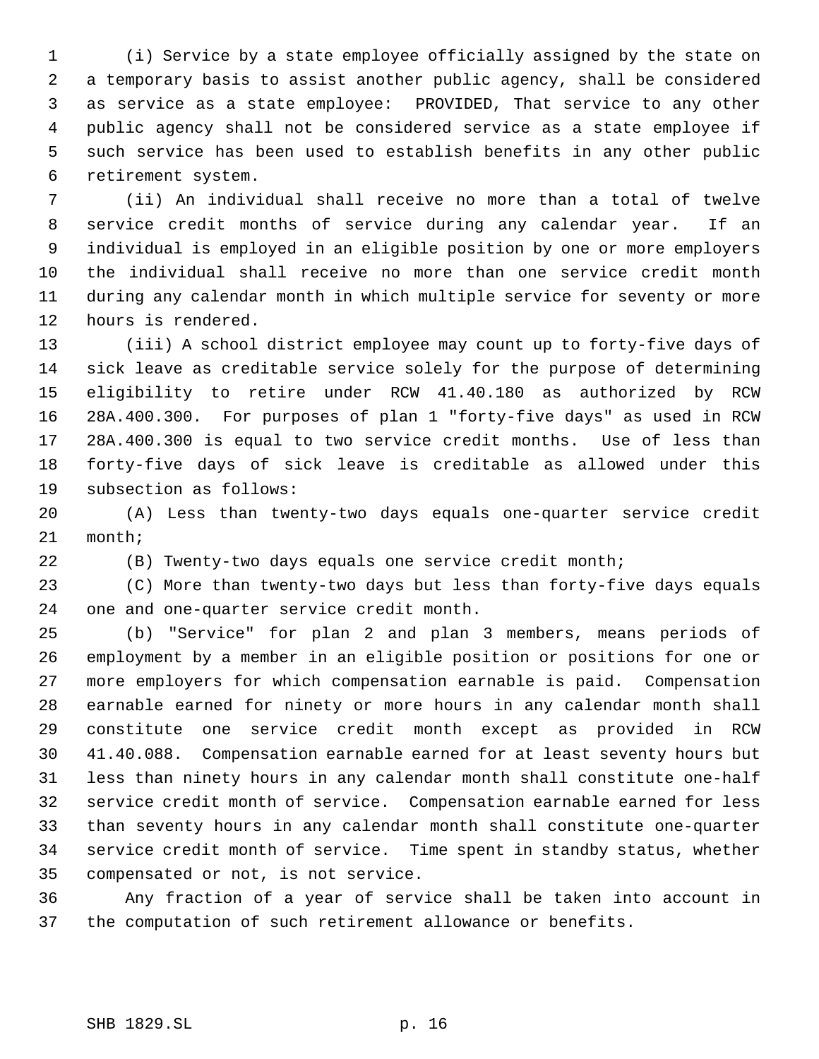(i) Service by a state employee officially assigned by the state on a temporary basis to assist another public agency, shall be considered as service as a state employee: PROVIDED, That service to any other public agency shall not be considered service as a state employee if such service has been used to establish benefits in any other public retirement system.

(ii) An individual shall receive no more than a total of twelve service credit months of service during any calendar year. If an individual is employed in an eligible position by one or more employers the individual shall receive no more than one service credit month during any calendar month in which multiple service for seventy or more hours is rendered.

(iii) A school district employee may count up to forty-five days of sick leave as creditable service solely for the purpose of determining eligibility to retire under RCW 41.40.180 as authorized by RCW 28A.400.300. For purposes of plan 1 "forty-five days" as used in RCW 28A.400.300 is equal to two service credit months. Use of less than forty-five days of sick leave is creditable as allowed under this subsection as follows:

(A) Less than twenty-two days equals one-quarter service credit month;

(B) Twenty-two days equals one service credit month;

(C) More than twenty-two days but less than forty-five days equals one and one-quarter service credit month.

(b) "Service" for plan 2 and plan 3 members, means periods of employment by a member in an eligible position or positions for one or more employers for which compensation earnable is paid. Compensation earnable earned for ninety or more hours in any calendar month shall constitute one service credit month except as provided in RCW 41.40.088. Compensation earnable earned for at least seventy hours but less than ninety hours in any calendar month shall constitute one-half service credit month of service. Compensation earnable earned for less than seventy hours in any calendar month shall constitute one-quarter service credit month of service. Time spent in standby status, whether compensated or not, is not service.

Any fraction of a year of service shall be taken into account in the computation of such retirement allowance or benefits.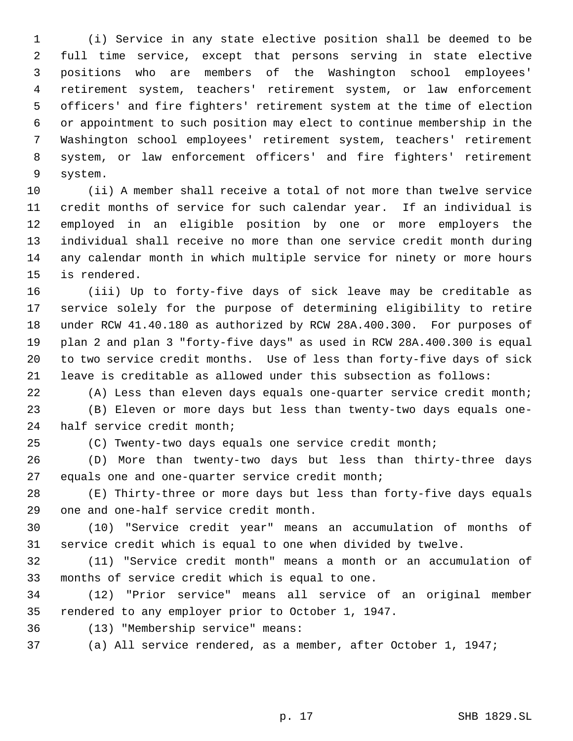(i) Service in any state elective position shall be deemed to be full time service, except that persons serving in state elective positions who are members of the Washington school employees' retirement system, teachers' retirement system, or law enforcement officers' and fire fighters' retirement system at the time of election or appointment to such position may elect to continue membership in the Washington school employees' retirement system, teachers' retirement system, or law enforcement officers' and fire fighters' retirement system.

(ii) A member shall receive a total of not more than twelve service credit months of service for such calendar year. If an individual is employed in an eligible position by one or more employers the individual shall receive no more than one service credit month during any calendar month in which multiple service for ninety or more hours is rendered.

(iii) Up to forty-five days of sick leave may be creditable as service solely for the purpose of determining eligibility to retire under RCW 41.40.180 as authorized by RCW 28A.400.300. For purposes of plan 2 and plan 3 "forty-five days" as used in RCW 28A.400.300 is equal to two service credit months. Use of less than forty-five days of sick leave is creditable as allowed under this subsection as follows:

(A) Less than eleven days equals one-quarter service credit month;

(B) Eleven or more days but less than twenty-two days equals one-half service credit month;

(C) Twenty-two days equals one service credit month;

(D) More than twenty-two days but less than thirty-three days equals one and one-quarter service credit month;

(E) Thirty-three or more days but less than forty-five days equals one and one-half service credit month.

(10) "Service credit year" means an accumulation of months of service credit which is equal to one when divided by twelve.

(11) "Service credit month" means a month or an accumulation of months of service credit which is equal to one.

(12) "Prior service" means all service of an original member rendered to any employer prior to October 1, 1947.

(13) "Membership service" means:

(a) All service rendered, as a member, after October 1, 1947;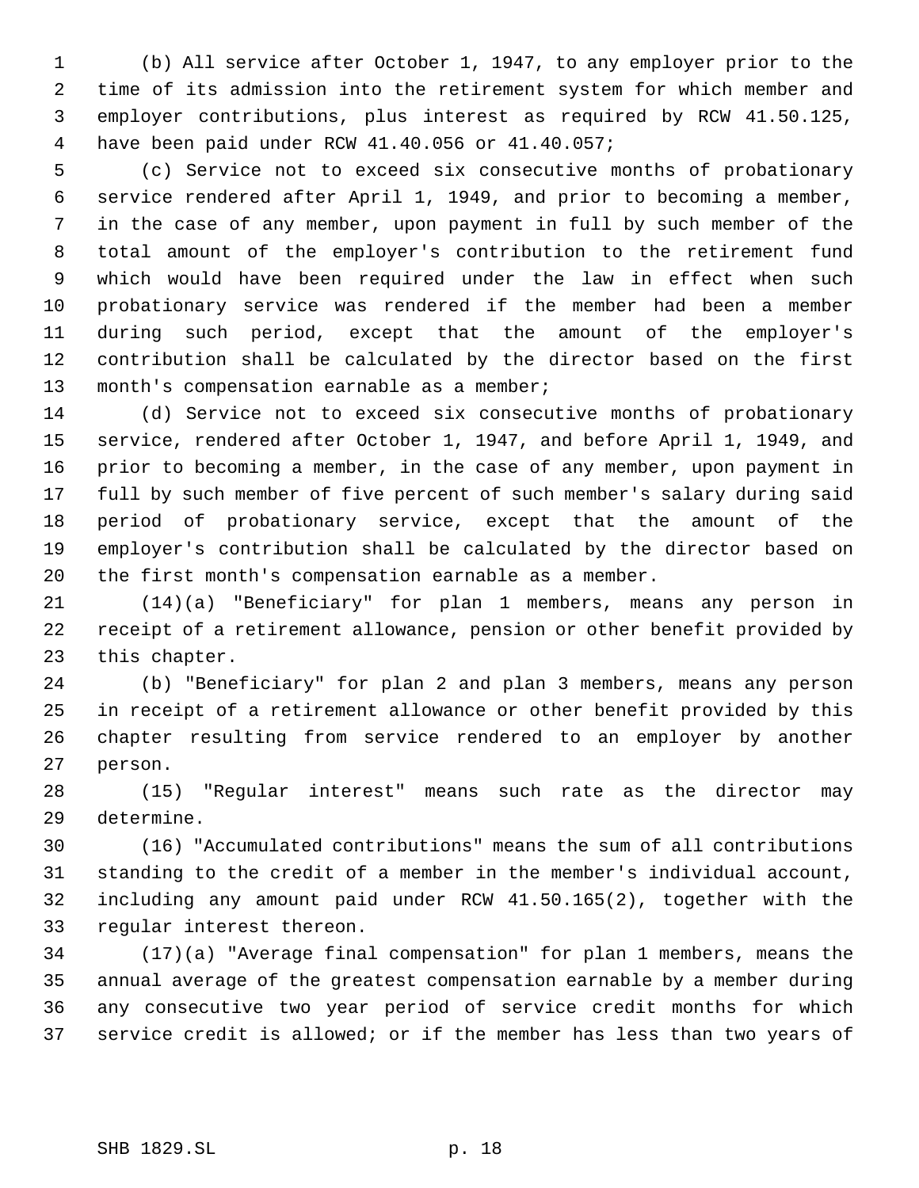(b) All service after October 1, 1947, to any employer prior to the time of its admission into the retirement system for which member and employer contributions, plus interest as required by RCW 41.50.125, have been paid under RCW 41.40.056 or 41.40.057;

(c) Service not to exceed six consecutive months of probationary service rendered after April 1, 1949, and prior to becoming a member, in the case of any member, upon payment in full by such member of the total amount of the employer's contribution to the retirement fund which would have been required under the law in effect when such probationary service was rendered if the member had been a member during such period, except that the amount of the employer's contribution shall be calculated by the director based on the first month's compensation earnable as a member;

(d) Service not to exceed six consecutive months of probationary service, rendered after October 1, 1947, and before April 1, 1949, and prior to becoming a member, in the case of any member, upon payment in full by such member of five percent of such member's salary during said period of probationary service, except that the amount of the employer's contribution shall be calculated by the director based on the first month's compensation earnable as a member.

(14)(a) "Beneficiary" for plan 1 members, means any person in receipt of a retirement allowance, pension or other benefit provided by this chapter.

(b) "Beneficiary" for plan 2 and plan 3 members, means any person in receipt of a retirement allowance or other benefit provided by this chapter resulting from service rendered to an employer by another person.

(15) "Regular interest" means such rate as the director may determine.

(16) "Accumulated contributions" means the sum of all contributions standing to the credit of a member in the member's individual account, including any amount paid under RCW 41.50.165(2), together with the regular interest thereon.

(17)(a) "Average final compensation" for plan 1 members, means the annual average of the greatest compensation earnable by a member during any consecutive two year period of service credit months for which service credit is allowed; or if the member has less than two years of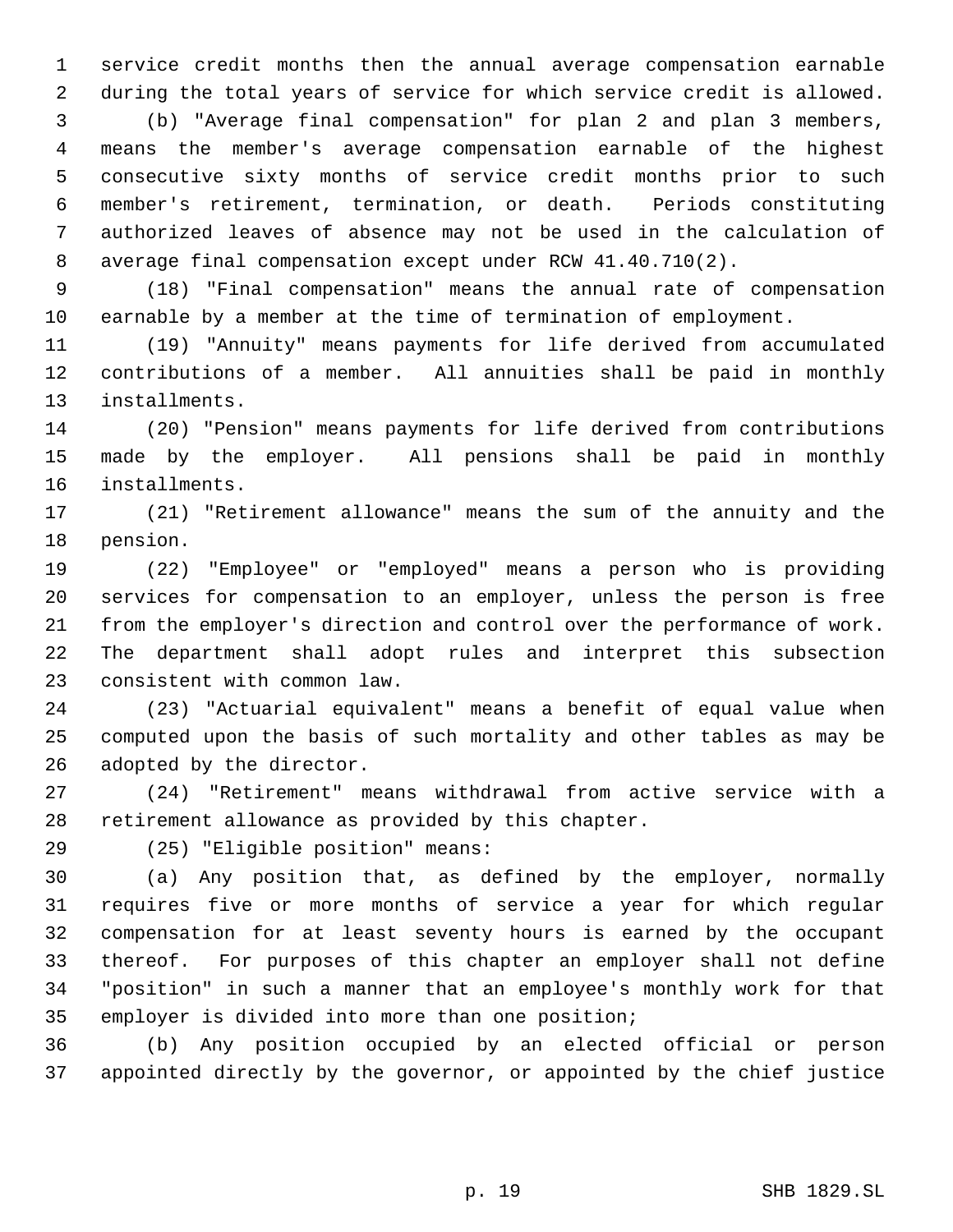service credit months then the annual average compensation earnable during the total years of service for which service credit is allowed.

(b) "Average final compensation" for plan 2 and plan 3 members, means the member's average compensation earnable of the highest consecutive sixty months of service credit months prior to such member's retirement, termination, or death. Periods constituting authorized leaves of absence may not be used in the calculation of average final compensation except under RCW 41.40.710(2).

(18) "Final compensation" means the annual rate of compensation earnable by a member at the time of termination of employment.

(19) "Annuity" means payments for life derived from accumulated contributions of a member. All annuities shall be paid in monthly installments.

(20) "Pension" means payments for life derived from contributions made by the employer. All pensions shall be paid in monthly installments.

(21) "Retirement allowance" means the sum of the annuity and the pension.

(22) "Employee" or "employed" means a person who is providing services for compensation to an employer, unless the person is free from the employer's direction and control over the performance of work. The department shall adopt rules and interpret this subsection consistent with common law.

(23) "Actuarial equivalent" means a benefit of equal value when computed upon the basis of such mortality and other tables as may be adopted by the director.

(24) "Retirement" means withdrawal from active service with a retirement allowance as provided by this chapter.

(25) "Eligible position" means:

(a) Any position that, as defined by the employer, normally requires five or more months of service a year for which regular compensation for at least seventy hours is earned by the occupant thereof. For purposes of this chapter an employer shall not define "position" in such a manner that an employee's monthly work for that employer is divided into more than one position;

(b) Any position occupied by an elected official or person appointed directly by the governor, or appointed by the chief justice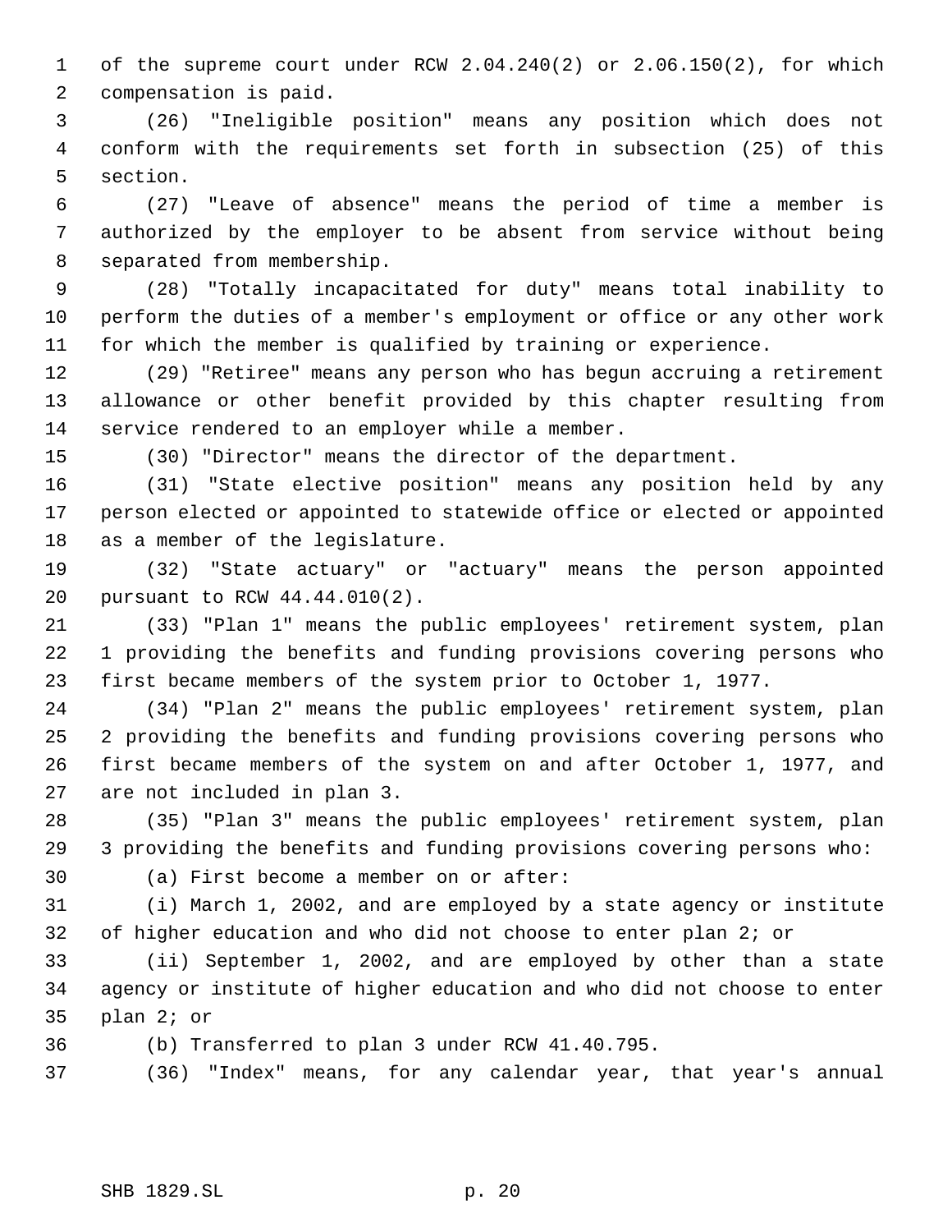of the supreme court under RCW 2.04.240(2) or 2.06.150(2), for which compensation is paid.

(26) "Ineligible position" means any position which does not conform with the requirements set forth in subsection (25) of this section.

(27) "Leave of absence" means the period of time a member is authorized by the employer to be absent from service without being separated from membership.

(28) "Totally incapacitated for duty" means total inability to perform the duties of a member's employment or office or any other work for which the member is qualified by training or experience.

(29) "Retiree" means any person who has begun accruing a retirement allowance or other benefit provided by this chapter resulting from service rendered to an employer while a member.

(30) "Director" means the director of the department.

(31) "State elective position" means any position held by any person elected or appointed to statewide office or elected or appointed as a member of the legislature.

(32) "State actuary" or "actuary" means the person appointed pursuant to RCW 44.44.010(2).

(33) "Plan 1" means the public employees' retirement system, plan 1 providing the benefits and funding provisions covering persons who first became members of the system prior to October 1, 1977.

(34) "Plan 2" means the public employees' retirement system, plan 2 providing the benefits and funding provisions covering persons who first became members of the system on and after October 1, 1977, and are not included in plan 3.

(35) "Plan 3" means the public employees' retirement system, plan 3 providing the benefits and funding provisions covering persons who:

(a) First become a member on or after:

(i) March 1, 2002, and are employed by a state agency or institute of higher education and who did not choose to enter plan 2; or

(ii) September 1, 2002, and are employed by other than a state agency or institute of higher education and who did not choose to enter plan 2; or

(b) Transferred to plan 3 under RCW 41.40.795.

(36) "Index" means, for any calendar year, that year's annual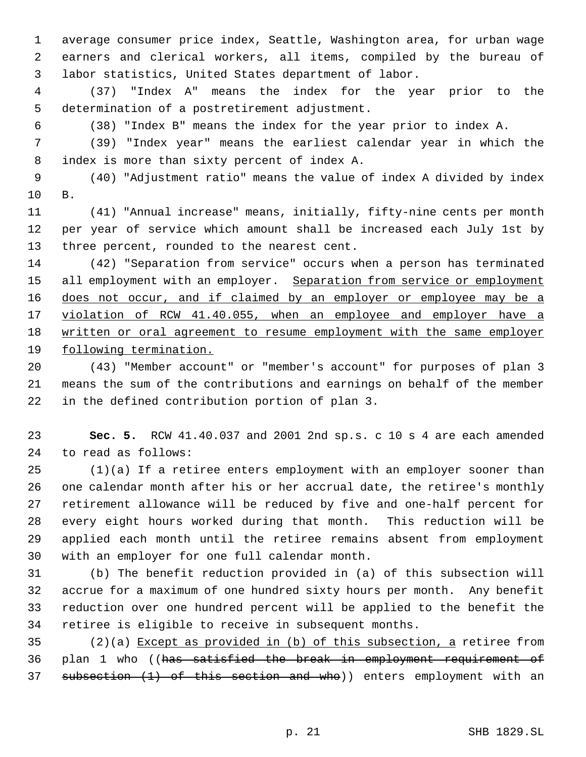average consumer price index, Seattle, Washington area, for urban wage earners and clerical workers, all items, compiled by the bureau of labor statistics, United States department of labor.

(37) "Index A" means the index for the year prior to the determination of a postretirement adjustment.

(38) "Index B" means the index for the year prior to index A.

(39) "Index year" means the earliest calendar year in which the index is more than sixty percent of index A.

(40) "Adjustment ratio" means the value of index A divided by index B.

(41) "Annual increase" means, initially, fifty-nine cents per month per year of service which amount shall be increased each July 1st by three percent, rounded to the nearest cent.

(42) "Separation from service" occurs when a person has terminated all employment with an employer. <u>Separation from service or employment does not occur, and if claimed by an employer or employee may be a violation of RCW 41.40.055, when an employee and employer have a written or oral agreement to resume employment with the same employer following termination.</u>

(43) "Member account" or "member's account" for purposes of plan 3 means the sum of the contributions and earnings on behalf of the member in the defined contribution portion of plan 3.

**Sec. 5.** RCW 41.40.037 and 2001 2nd sp.s. c 10 s 4 are each amended to read as follows:

(1)(a) If a retiree enters employment with an employer sooner than one calendar month after his or her accrual date, the retiree's monthly retirement allowance will be reduced by five and one-half percent for every eight hours worked during that month. This reduction will be applied each month until the retiree remains absent from employment with an employer for one full calendar month.

(b) The benefit reduction provided in (a) of this subsection will accrue for a maximum of one hundred sixty hours per month. Any benefit reduction over one hundred percent will be applied to the benefit the retiree is eligible to receive in subsequent months.

(2)(a) <u>Except as provided in (b) of this subsection, a</u> retiree from plan 1 who ((~~has satisfied the break in employment requirement of subsection (1) of this section and who~~)) enters employment with an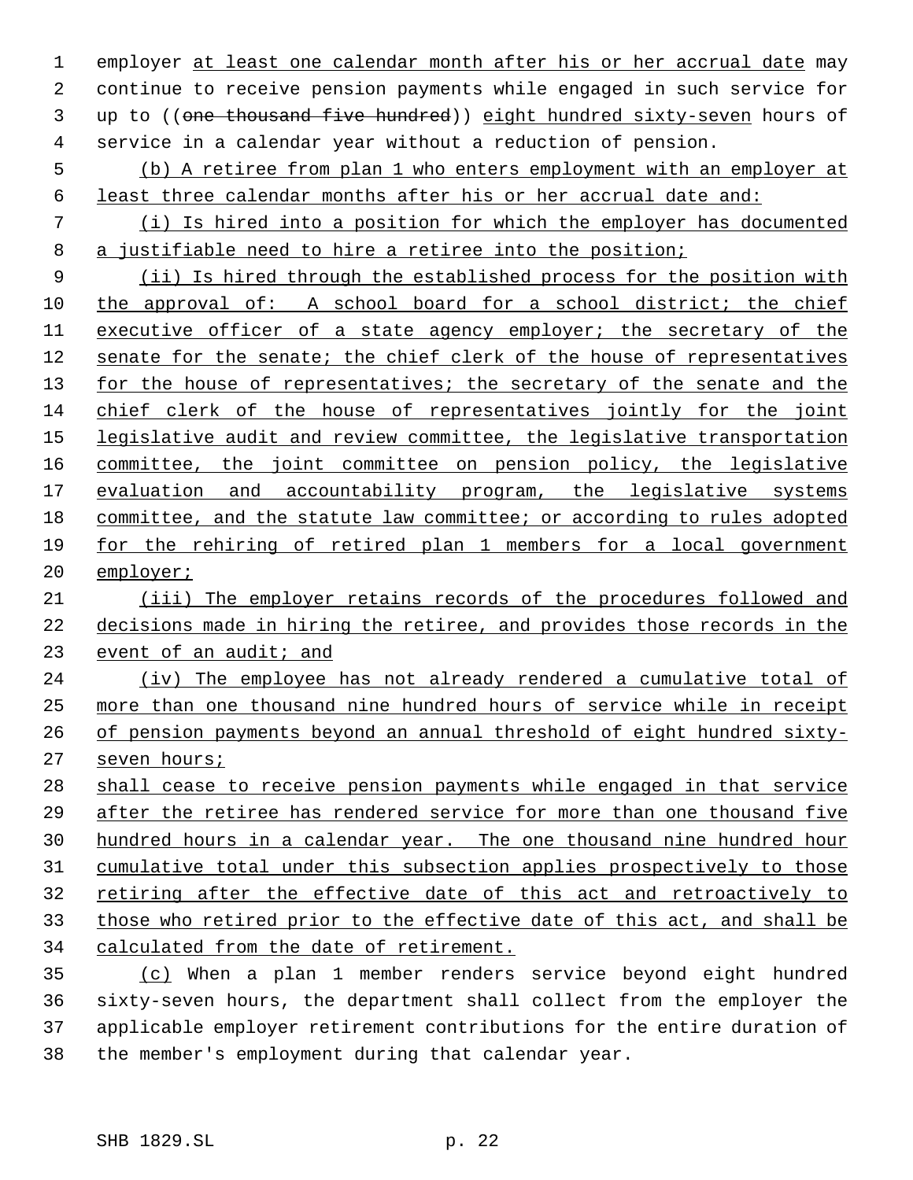employer at least one calendar month after his or her accrual date may continue to receive pension payments while engaged in such service for up to ((~~one thousand five hundred~~)) eight hundred sixty-seven hours of service in a calendar year without a reduction of pension.

(b) A retiree from plan 1 who enters employment with an employer at least three calendar months after his or her accrual date and:

(i) Is hired into a position for which the employer has documented a justifiable need to hire a retiree into the position;

(ii) Is hired through the established process for the position with the approval of: A school board for a school district; the chief executive officer of a state agency employer; the secretary of the senate for the senate; the chief clerk of the house of representatives for the house of representatives; the secretary of the senate and the chief clerk of the house of representatives jointly for the joint legislative audit and review committee, the legislative transportation committee, the joint committee on pension policy, the legislative evaluation and accountability program, the legislative systems committee, and the statute law committee; or according to rules adopted for the rehiring of retired plan 1 members for a local government employer;

(iii) The employer retains records of the procedures followed and decisions made in hiring the retiree, and provides those records in the event of an audit; and

(iv) The employee has not already rendered a cumulative total of more than one thousand nine hundred hours of service while in receipt of pension payments beyond an annual threshold of eight hundred sixty-seven hours;

shall cease to receive pension payments while engaged in that service after the retiree has rendered service for more than one thousand five hundred hours in a calendar year. The one thousand nine hundred hour cumulative total under this subsection applies prospectively to those retiring after the effective date of this act and retroactively to those who retired prior to the effective date of this act, and shall be calculated from the date of retirement.

(c) When a plan 1 member renders service beyond eight hundred sixty-seven hours, the department shall collect from the employer the applicable employer retirement contributions for the entire duration of the member's employment during that calendar year.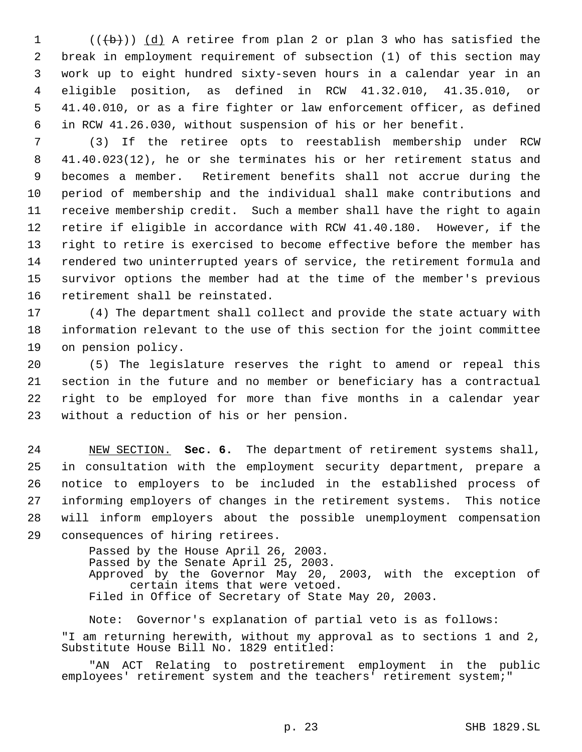(((b))) <u>(d)</u> A retiree from plan 2 or plan 3 who has satisfied the break in employment requirement of subsection (1) of this section may work up to eight hundred sixty-seven hours in a calendar year in an eligible position, as defined in RCW 41.32.010, 41.35.010, or 41.40.010, or as a fire fighter or law enforcement officer, as defined in RCW 41.26.030, without suspension of his or her benefit.

(3) If the retiree opts to reestablish membership under RCW 41.40.023(12), he or she terminates his or her retirement status and becomes a member. Retirement benefits shall not accrue during the period of membership and the individual shall make contributions and receive membership credit. Such a member shall have the right to again retire if eligible in accordance with RCW 41.40.180. However, if the right to retire is exercised to become effective before the member has rendered two uninterrupted years of service, the retirement formula and survivor options the member had at the time of the member's previous retirement shall be reinstated.

(4) The department shall collect and provide the state actuary with information relevant to the use of this section for the joint committee on pension policy.

(5) The legislature reserves the right to amend or repeal this section in the future and no member or beneficiary has a contractual right to be employed for more than five months in a calendar year without a reduction of his or her pension.

<u>NEW SECTION.</u> **Sec. 6.** The department of retirement systems shall, in consultation with the employment security department, prepare a notice to employers to be included in the established process of informing employers of changes in the retirement systems. This notice will inform employers about the possible unemployment compensation consequences of hiring retirees.

Passed by the House April 26, 2003.
Passed by the Senate April 25, 2003.
Approved by the Governor May 20, 2003, with the exception of certain items that were vetoed.
Filed in Office of Secretary of State May 20, 2003.

Note: Governor's explanation of partial veto is as follows:

"I am returning herewith, without my approval as to sections 1 and 2, Substitute House Bill No. 1829 entitled:

"AN ACT Relating to postretirement employment in the public employees' retirement system and the teachers' retirement system;"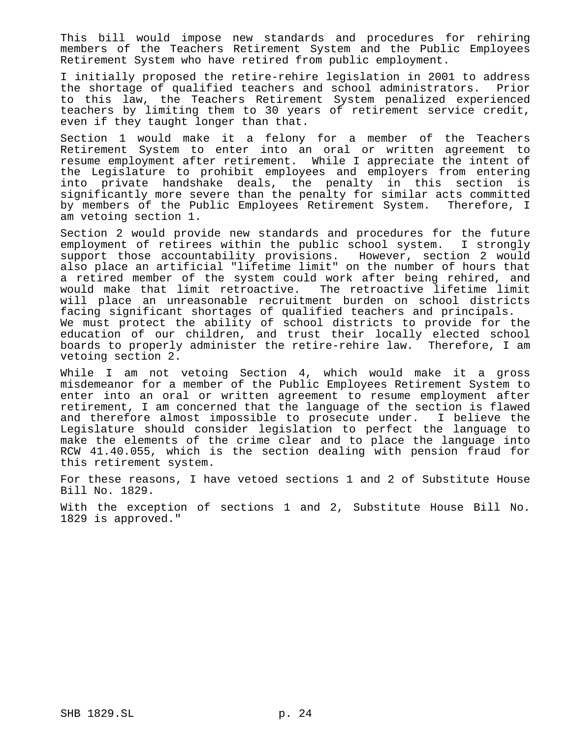This bill would impose new standards and procedures for rehiring members of the Teachers Retirement System and the Public Employees Retirement System who have retired from public employment.

I initially proposed the retire-rehire legislation in 2001 to address the shortage of qualified teachers and school administrators. Prior to this law, the Teachers Retirement System penalized experienced teachers by limiting them to 30 years of retirement service credit, even if they taught longer than that.

Section 1 would make it a felony for a member of the Teachers Retirement System to enter into an oral or written agreement to resume employment after retirement. While I appreciate the intent of the Legislature to prohibit employees and employers from entering into private handshake deals, the penalty in this section is significantly more severe than the penalty for similar acts committed by members of the Public Employees Retirement System. Therefore, I am vetoing section 1.

Section 2 would provide new standards and procedures for the future employment of retirees within the public school system. I strongly support those accountability provisions. However, section 2 would also place an artificial "lifetime limit" on the number of hours that a retired member of the system could work after being rehired, and would make that limit retroactive. The retroactive lifetime limit will place an unreasonable recruitment burden on school districts facing significant shortages of qualified teachers and principals. We must protect the ability of school districts to provide for the education of our children, and trust their locally elected school boards to properly administer the retire-rehire law. Therefore, I am vetoing section 2.

While I am not vetoing Section 4, which would make it a gross misdemeanor for a member of the Public Employees Retirement System to enter into an oral or written agreement to resume employment after retirement, I am concerned that the language of the section is flawed and therefore almost impossible to prosecute under. I believe the Legislature should consider legislation to perfect the language to make the elements of the crime clear and to place the language into RCW 41.40.055, which is the section dealing with pension fraud for this retirement system.

For these reasons, I have vetoed sections 1 and 2 of Substitute House Bill No. 1829.

With the exception of sections 1 and 2, Substitute House Bill No. 1829 is approved."